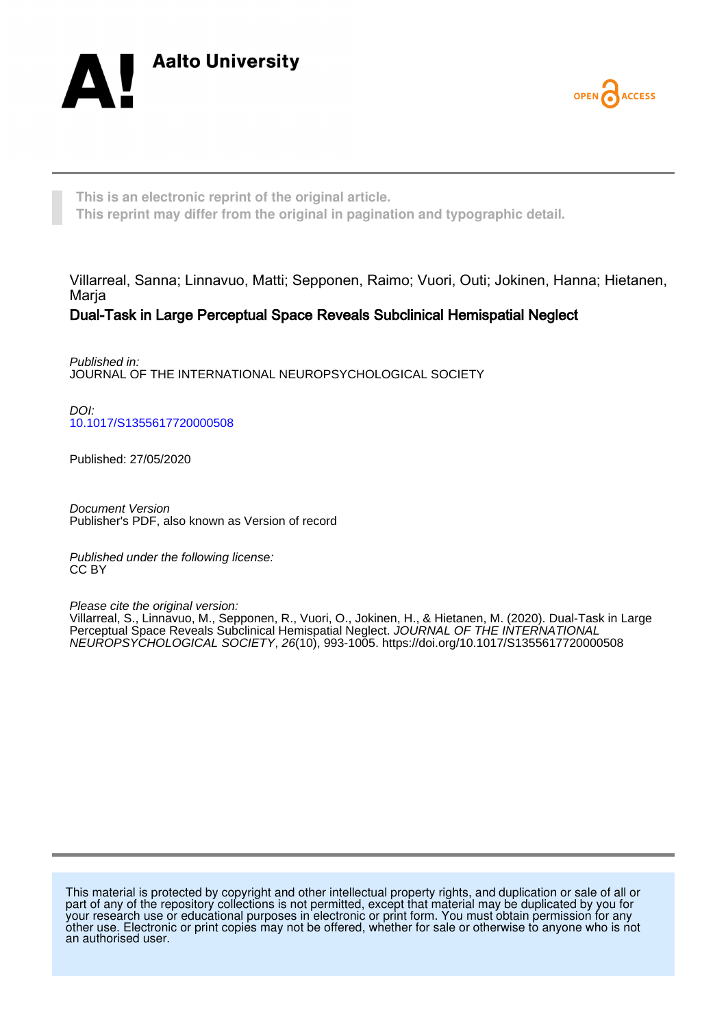Aalto University

OPEN ACCESS

This is an electronic reprint of the original article.
This reprint may differ from the original in pagination and typographic detail.

Villarreal, Sanna; Linnavuo, Matti; Sepponen, Raimo; Vuori, Outi; Jokinen, Hanna; Hietanen, Marja

**Dual-Task in Large Perceptual Space Reveals Subclinical Hemispatial Neglect**

*Published in:*
JOURNAL OF THE INTERNATIONAL NEUROPSYCHOLOGICAL SOCIETY

*DOI:*
10.1017/S1355617720000508

Published: 27/05/2020

*Document Version*
Publisher's PDF, also known as Version of record

*Published under the following license:*
CC BY

*Please cite the original version:*
Villarreal, S., Linnavuo, M., Sepponen, R., Vuori, O., Jokinen, H., & Hietanen, M. (2020). Dual-Task in Large Perceptual Space Reveals Subclinical Hemispatial Neglect. *JOURNAL OF THE INTERNATIONAL NEUROPSYCHOLOGICAL SOCIETY*, *26*(10), 993-1005. https://doi.org/10.1017/S1355617720000508

This material is protected by copyright and other intellectual property rights, and duplication or sale of all or part of any of the repository collections is not permitted, except that material may be duplicated by you for your research use or educational purposes in electronic or print form. You must obtain permission for any other use. Electronic or print copies may not be offered, whether for sale or otherwise to anyone who is not an authorised user.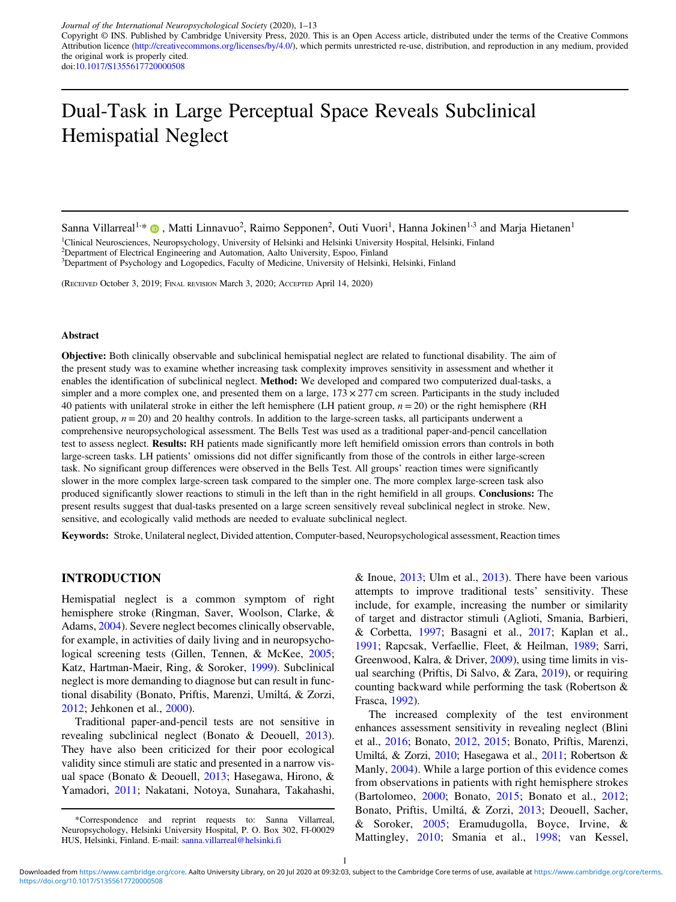Journal of the International Neuropsychological Society (2020), 1–13
Copyright © INS. Published by Cambridge University Press, 2020. This is an Open Access article, distributed under the terms of the Creative Commons Attribution licence (http://creativecommons.org/licenses/by/4.0/), which permits unrestricted re-use, distribution, and reproduction in any medium, provided the original work is properly cited.
doi:10.1017/S1355617720000508

# Dual-Task in Large Perceptual Space Reveals Subclinical Hemispatial Neglect

Sanna Villarreal[1,*], Matti Linnavuo[2], Raimo Sepponen[2], Outi Vuori[1], Hanna Jokinen[1,3] and Marja Hietanen[1]

[1]Clinical Neurosciences, Neuropsychology, University of Helsinki and Helsinki University Hospital, Helsinki, Finland
[2]Department of Electrical Engineering and Automation, Aalto University, Espoo, Finland
[3]Department of Psychology and Logopedics, Faculty of Medicine, University of Helsinki, Helsinki, Finland

(Received October 3, 2019; Final revision March 3, 2020; Accepted April 14, 2020)

### Abstract

**Objective:** Both clinically observable and subclinical hemispatial neglect are related to functional disability. The aim of the present study was to examine whether increasing task complexity improves sensitivity in assessment and whether it enables the identification of subclinical neglect. **Method:** We developed and compared two computerized dual-tasks, a simpler and a more complex one, and presented them on a large, 173 × 277 cm screen. Participants in the study included 40 patients with unilateral stroke in either the left hemisphere (LH patient group, $n = 20$) or the right hemisphere (RH patient group, $n = 20$) and 20 healthy controls. In addition to the large-screen tasks, all participants underwent a comprehensive neuropsychological assessment. The Bells Test was used as a traditional paper-and-pencil cancellation test to assess neglect. **Results:** RH patients made significantly more left hemifield omission errors than controls in both large-screen tasks. LH patients' omissions did not differ significantly from those of the controls in either large-screen task. No significant group differences were observed in the Bells Test. All groups' reaction times were significantly slower in the more complex large-screen task compared to the simpler one. The more complex large-screen task also produced significantly slower reactions to stimuli in the left than in the right hemifield in all groups. **Conclusions:** The present results suggest that dual-tasks presented on a large screen sensitively reveal subclinical neglect in stroke. New, sensitive, and ecologically valid methods are needed to evaluate subclinical neglect.

**Keywords:** Stroke, Unilateral neglect, Divided attention, Computer-based, Neuropsychological assessment, Reaction times

## INTRODUCTION

Hemispatial neglect is a common symptom of right hemisphere stroke (Ringman, Saver, Woolson, Clarke, & Adams, 2004). Severe neglect becomes clinically observable, for example, in activities of daily living and in neuropsychological screening tests (Gillen, Tennen, & McKee, 2005; Katz, Hartman-Maeir, Ring, & Soroker, 1999). Subclinical neglect is more demanding to diagnose but can result in functional disability (Bonato, Priftis, Marenzi, Umiltá, & Zorzi, 2012; Jehkonen et al., 2000).

Traditional paper-and-pencil tests are not sensitive in revealing subclinical neglect (Bonato & Deouell, 2013). They have also been criticized for their poor ecological validity since stimuli are static and presented in a narrow visual space (Bonato & Deouell, 2013; Hasegawa, Hirono, & Yamadori, 2011; Nakatani, Notoya, Sunahara, Takahashi, & Inoue, 2013; Ulm et al., 2013). There have been various attempts to improve traditional tests' sensitivity. These include, for example, increasing the number or similarity of target and distractor stimuli (Aglioti, Smania, Barbieri, & Corbetta, 1997; Basagni et al., 2017; Kaplan et al., 1991; Rapcsak, Verfaellie, Fleet, & Heilman, 1989; Sarri, Greenwood, Kalra, & Driver, 2009), using time limits in visual searching (Priftis, Di Salvo, & Zara, 2019), or requiring counting backward while performing the task (Robertson & Frasca, 1992).

The increased complexity of the test environment enhances assessment sensitivity in revealing neglect (Blini et al., 2016; Bonato, 2012, 2015; Bonato, Priftis, Marenzi, Umiltá, & Zorzi, 2010; Hasegawa et al., 2011; Robertson & Manly, 2004). While a large portion of this evidence comes from observations in patients with right hemisphere strokes (Bartolomeo, 2000; Bonato, 2015; Bonato et al., 2012; Bonato, Priftis, Umiltá, & Zorzi, 2013; Deouell, Sacher, & Soroker, 2005; Eramudugolla, Boyce, Irvine, & Mattingley, 2010; Smania et al., 1998; van Kessel,

*Correspondence and reprint requests to: Sanna Villarreal, Neuropsychology, Helsinki University Hospital, P. O. Box 302, FI-00029 HUS, Helsinki, Finland. E-mail: sanna.villarreal@helsinki.fi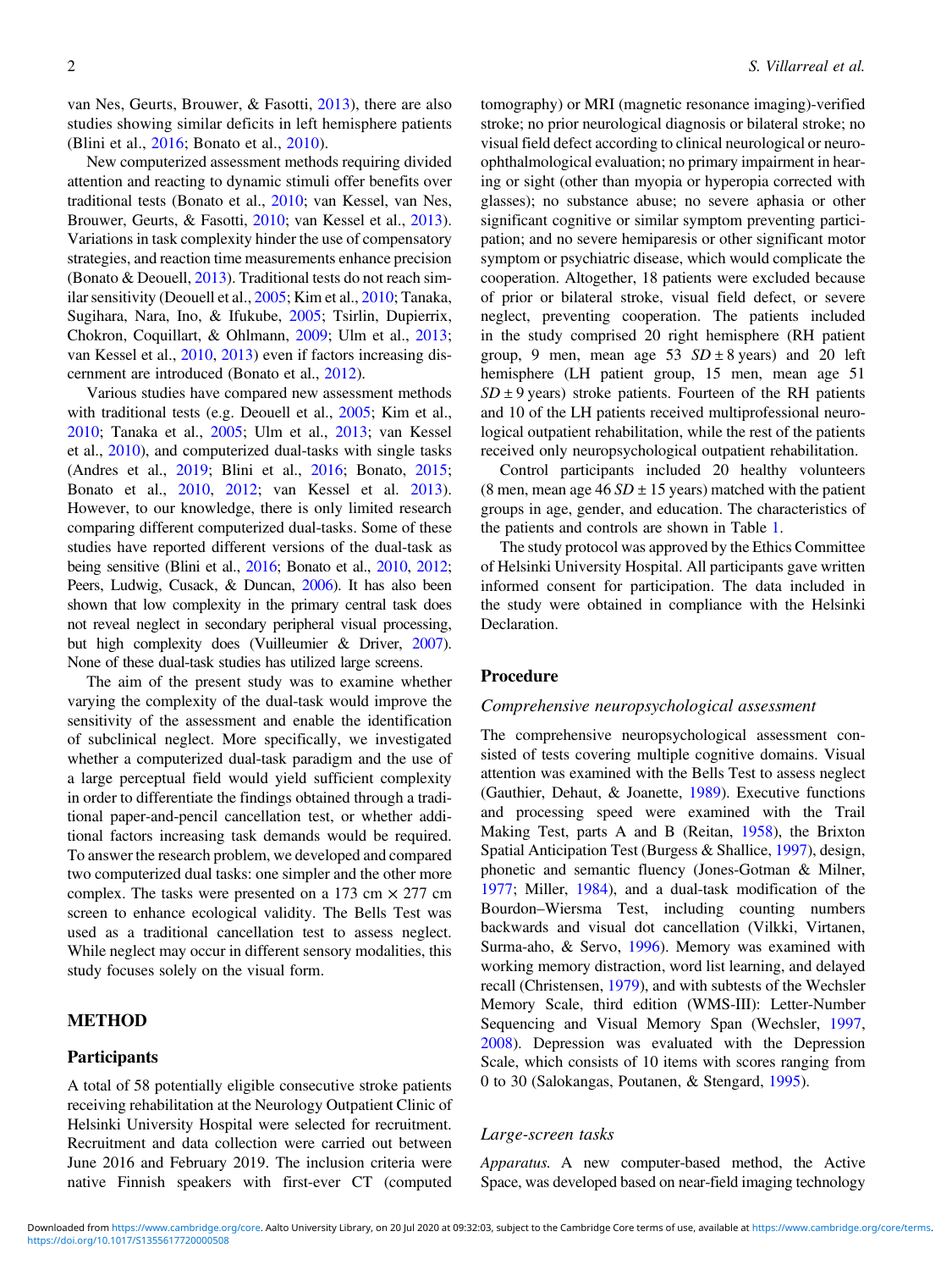van Nes, Geurts, Brouwer, & Fasotti, 2013), there are also studies showing similar deficits in left hemisphere patients (Blini et al., 2016; Bonato et al., 2010).

New computerized assessment methods requiring divided attention and reacting to dynamic stimuli offer benefits over traditional tests (Bonato et al., 2010; van Kessel, van Nes, Brouwer, Geurts, & Fasotti, 2010; van Kessel et al., 2013). Variations in task complexity hinder the use of compensatory strategies, and reaction time measurements enhance precision (Bonato & Deouell, 2013). Traditional tests do not reach similar sensitivity (Deouell et al., 2005; Kim et al., 2010; Tanaka, Sugihara, Nara, Ino, & Ifukube, 2005; Tsirlin, Dupierrix, Chokron, Coquillart, & Ohlmann, 2009; Ulm et al., 2013; van Kessel et al., 2010, 2013) even if factors increasing discernment are introduced (Bonato et al., 2012).

Various studies have compared new assessment methods with traditional tests (e.g. Deouell et al., 2005; Kim et al., 2010; Tanaka et al., 2005; Ulm et al., 2013; van Kessel et al., 2010), and computerized dual-tasks with single tasks (Andres et al., 2019; Blini et al., 2016; Bonato, 2015; Bonato et al., 2010, 2012; van Kessel et al. 2013). However, to our knowledge, there is only limited research comparing different computerized dual-tasks. Some of these studies have reported different versions of the dual-task as being sensitive (Blini et al., 2016; Bonato et al., 2010, 2012; Peers, Ludwig, Cusack, & Duncan, 2006). It has also been shown that low complexity in the primary central task does not reveal neglect in secondary peripheral visual processing, but high complexity does (Vuilleumier & Driver, 2007). None of these dual-task studies has utilized large screens.

The aim of the present study was to examine whether varying the complexity of the dual-task would improve the sensitivity of the assessment and enable the identification of subclinical neglect. More specifically, we investigated whether a computerized dual-task paradigm and the use of a large perceptual field would yield sufficient complexity in order to differentiate the findings obtained through a traditional paper-and-pencil cancellation test, or whether additional factors increasing task demands would be required. To answer the research problem, we developed and compared two computerized dual tasks: one simpler and the other more complex. The tasks were presented on a 173 cm × 277 cm screen to enhance ecological validity. The Bells Test was used as a traditional cancellation test to assess neglect. While neglect may occur in different sensory modalities, this study focuses solely on the visual form.

## METHOD

### Participants

A total of 58 potentially eligible consecutive stroke patients receiving rehabilitation at the Neurology Outpatient Clinic of Helsinki University Hospital were selected for recruitment. Recruitment and data collection were carried out between June 2016 and February 2019. The inclusion criteria were native Finnish speakers with first-ever CT (computed tomography) or MRI (magnetic resonance imaging)-verified stroke; no prior neurological diagnosis or bilateral stroke; no visual field defect according to clinical neurological or neuro-ophthalmological evaluation; no primary impairment in hearing or sight (other than myopia or hyperopia corrected with glasses); no substance abuse; no severe aphasia or other significant cognitive or similar symptom preventing participation; and no severe hemiparesis or other significant motor symptom or psychiatric disease, which would complicate the cooperation. Altogether, 18 patients were excluded because of prior or bilateral stroke, visual field defect, or severe neglect, preventing cooperation. The patients included in the study comprised 20 right hemisphere (RH patient group, 9 men, mean age 53 $SD \pm 8$ years) and 20 left hemisphere (LH patient group, 15 men, mean age 51 $SD \pm 9$ years) stroke patients. Fourteen of the RH patients and 10 of the LH patients received multiprofessional neurological outpatient rehabilitation, while the rest of the patients received only neuropsychological outpatient rehabilitation.

Control participants included 20 healthy volunteers (8 men, mean age 46 $SD \pm 15$ years) matched with the patient groups in age, gender, and education. The characteristics of the patients and controls are shown in Table 1.

The study protocol was approved by the Ethics Committee of Helsinki University Hospital. All participants gave written informed consent for participation. The data included in the study were obtained in compliance with the Helsinki Declaration.

### Procedure

#### *Comprehensive neuropsychological assessment*

The comprehensive neuropsychological assessment consisted of tests covering multiple cognitive domains. Visual attention was examined with the Bells Test to assess neglect (Gauthier, Dehaut, & Joanette, 1989). Executive functions and processing speed were examined with the Trail Making Test, parts A and B (Reitan, 1958), the Brixton Spatial Anticipation Test (Burgess & Shallice, 1997), design, phonetic and semantic fluency (Jones-Gotman & Milner, 1977; Miller, 1984), and a dual-task modification of the Bourdon–Wiersma Test, including counting numbers backwards and visual dot cancellation (Vilkki, Virtanen, Surma-aho, & Servo, 1996). Memory was examined with working memory distraction, word list learning, and delayed recall (Christensen, 1979), and with subtests of the Wechsler Memory Scale, third edition (WMS-III): Letter-Number Sequencing and Visual Memory Span (Wechsler, 1997, 2008). Depression was evaluated with the Depression Scale, which consists of 10 items with scores ranging from 0 to 30 (Salokangas, Poutanen, & Stengard, 1995).

#### *Large-screen tasks*

*Apparatus.* A new computer-based method, the Active Space, was developed based on near-field imaging technology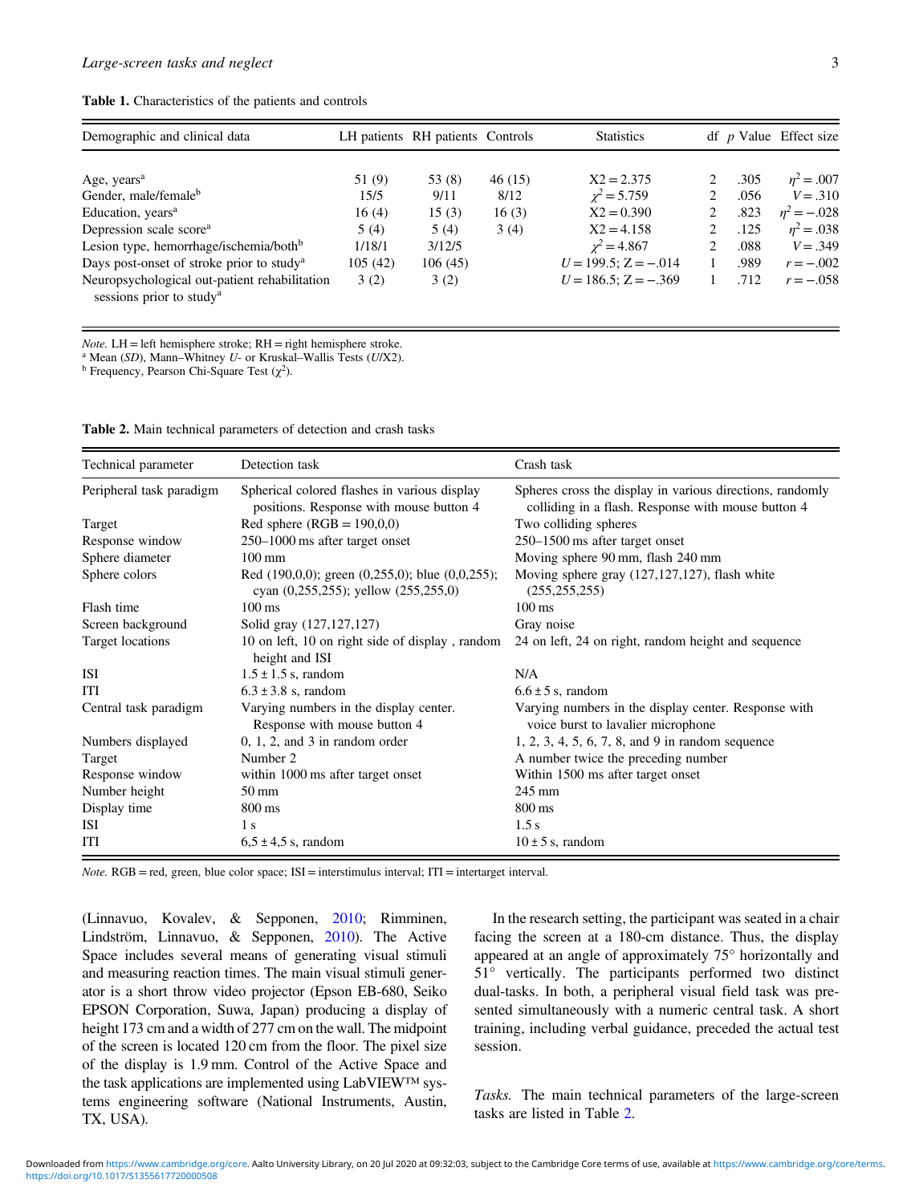**Table 1.** Characteristics of the patients and controls

| Demographic and clinical data | LH patients | RH patients | Controls | Statistics | df | p Value | Effect size |
|---|---|---|---|---|---|---|---|
| Age, years[a] | 51 (9) | 53 (8) | 46 (15) | X2 = 2.375 | 2 | .305 | $\eta^2 = .007$ |
| Gender, male/female[b] | 15/5 | 9/11 | 8/12 | $\chi^2 = 5.759$ | 2 | .056 | $V = .310$ |
| Education, years[a] | 16 (4) | 15 (3) | 16 (3) | X2 = 0.390 | 2 | .823 | $\eta^2 = -.028$ |
| Depression scale score[a] | 5 (4) | 5 (4) | 3 (4) | X2 = 4.158 | 2 | .125 | $\eta^2 = .038$ |
| Lesion type, hemorrhage/ischemia/both[b] | 1/18/1 | 3/12/5 | | $\chi^2 = 4.867$ | 2 | .088 | $V = .349$ |
| Days post-onset of stroke prior to study[a] | 105 (42) | 106 (45) | | $U = 199.5$; $Z = -.014$ | 1 | .989 | $r = -.002$ |
| Neuropsychological out-patient rehabilitation sessions prior to study[a] | 3 (2) | 3 (2) | | $U = 186.5$; $Z = -.369$ | 1 | .712 | $r = -.058$ |

*Note.* LH = left hemisphere stroke; RH = right hemisphere stroke.
[a] Mean (*SD*), Mann–Whitney *U*- or Kruskal–Wallis Tests (*U*/X2).
[b] Frequency, Pearson Chi-Square Test ($\chi^2$).

**Table 2.** Main technical parameters of detection and crash tasks

| Technical parameter | Detection task | Crash task |
|---|---|---|
| Peripheral task paradigm | Spherical colored flashes in various display positions. Response with mouse button 4 | Spheres cross the display in various directions, randomly colliding in a flash. Response with mouse button 4 |
| Target | Red sphere (RGB = 190,0,0) | Two colliding spheres |
| Response window | 250–1000 ms after target onset | 250–1500 ms after target onset |
| Sphere diameter | 100 mm | Moving sphere 90 mm, flash 240 mm |
| Sphere colors | Red (190,0,0); green (0,255,0); blue (0,0,255); cyan (0,255,255); yellow (255,255,0) | Moving sphere gray (127,127,127), flash white (255,255,255) |
| Flash time | 100 ms | 100 ms |
| Screen background | Solid gray (127,127,127) | Gray noise |
| Target locations | 10 on left, 10 on right side of display , random height and ISI | 24 on left, 24 on right, random height and sequence |
| ISI | 1.5 ± 1.5 s, random | N/A |
| ITI | 6.3 ± 3.8 s, random | 6.6 ± 5 s, random |
| Central task paradigm | Varying numbers in the display center. Response with mouse button 4 | Varying numbers in the display center. Response with voice burst to lavalier microphone |
| Numbers displayed | 0, 1, 2, and 3 in random order | 1, 2, 3, 4, 5, 6, 7, 8, and 9 in random sequence |
| Target | Number 2 | A number twice the preceding number |
| Response window | within 1000 ms after target onset | Within 1500 ms after target onset |
| Number height | 50 mm | 245 mm |
| Display time | 800 ms | 800 ms |
| ISI | 1 s | 1.5 s |
| ITI | 6,5 ± 4,5 s, random | 10 ± 5 s, random |

*Note.* RGB = red, green, blue color space; ISI = interstimulus interval; ITI = intertarget interval.

(Linnavuo, Kovalev, & Sepponen, 2010; Rimminen, Lindström, Linnavuo, & Sepponen, 2010). The Active Space includes several means of generating visual stimuli and measuring reaction times. The main visual stimuli generator is a short throw video projector (Epson EB-680, Seiko EPSON Corporation, Suwa, Japan) producing a display of height 173 cm and a width of 277 cm on the wall. The midpoint of the screen is located 120 cm from the floor. The pixel size of the display is 1.9 mm. Control of the Active Space and the task applications are implemented using LabVIEW™ systems engineering software (National Instruments, Austin, TX, USA).

In the research setting, the participant was seated in a chair facing the screen at a 180-cm distance. Thus, the display appeared at an angle of approximately 75° horizontally and 51° vertically. The participants performed two distinct dual-tasks. In both, a peripheral visual field task was presented simultaneously with a numeric central task. A short training, including verbal guidance, preceded the actual test session.

*Tasks.* The main technical parameters of the large-screen tasks are listed in Table 2.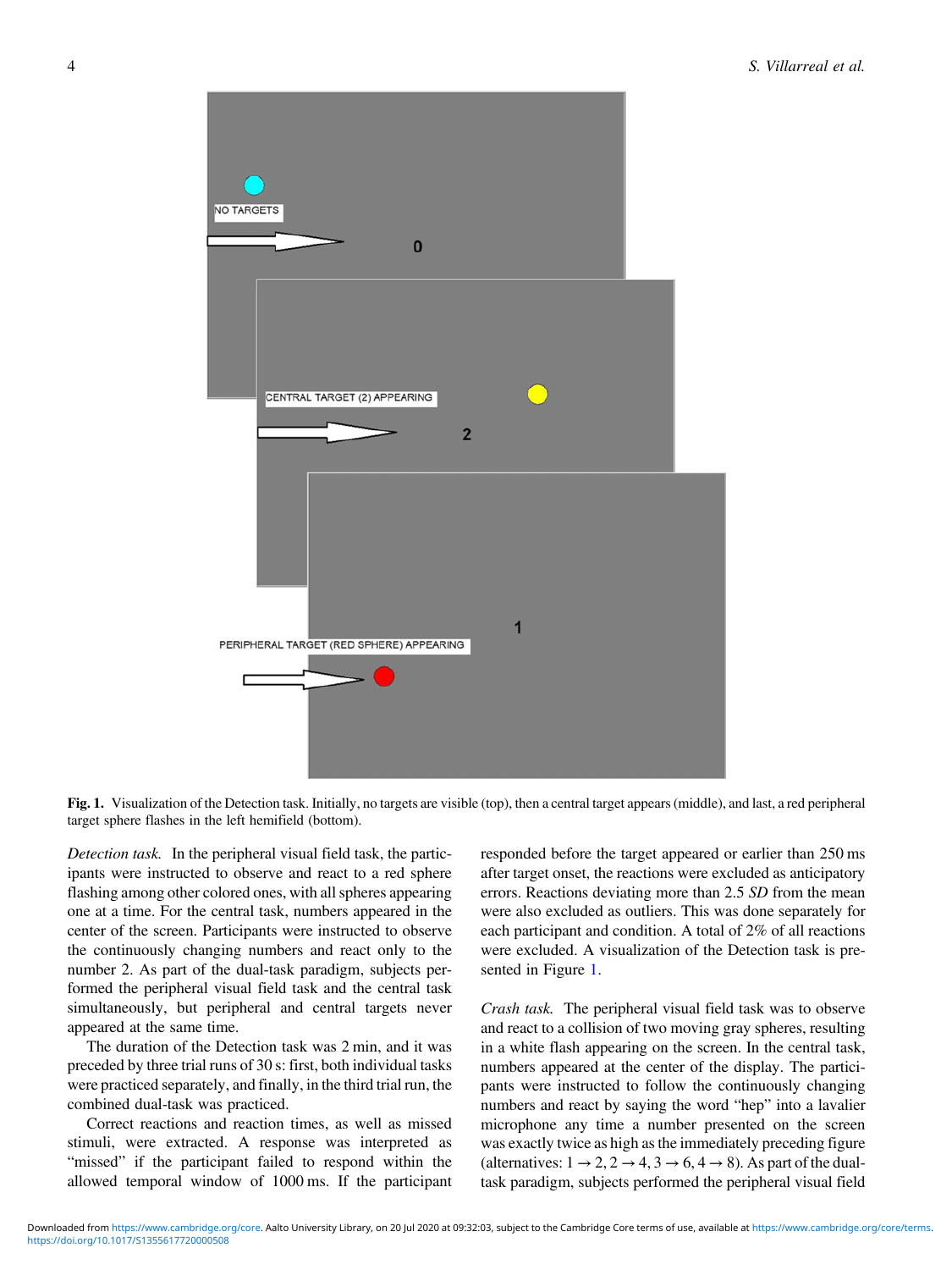**Fig. 1.** Visualization of the Detection task. Initially, no targets are visible (top), then a central target appears (middle), and last, a red peripheral target sphere flashes in the left hemifield (bottom).

*Detection task.* In the peripheral visual field task, the participants were instructed to observe and react to a red sphere flashing among other colored ones, with all spheres appearing one at a time. For the central task, numbers appeared in the center of the screen. Participants were instructed to observe the continuously changing numbers and react only to the number 2. As part of the dual-task paradigm, subjects performed the peripheral visual field task and the central task simultaneously, but peripheral and central targets never appeared at the same time.

The duration of the Detection task was 2 min, and it was preceded by three trial runs of 30 s: first, both individual tasks were practiced separately, and finally, in the third trial run, the combined dual-task was practiced.

Correct reactions and reaction times, as well as missed stimuli, were extracted. A response was interpreted as "missed" if the participant failed to respond within the allowed temporal window of 1000 ms. If the participant responded before the target appeared or earlier than 250 ms after target onset, the reactions were excluded as anticipatory errors. Reactions deviating more than 2.5 *SD* from the mean were also excluded as outliers. This was done separately for each participant and condition. A total of 2% of all reactions were excluded. A visualization of the Detection task is presented in Figure 1.

*Crash task.* The peripheral visual field task was to observe and react to a collision of two moving gray spheres, resulting in a white flash appearing on the screen. In the central task, numbers appeared at the center of the display. The participants were instructed to follow the continuously changing numbers and react by saying the word "hep" into a lavalier microphone any time a number presented on the screen was exactly twice as high as the immediately preceding figure (alternatives: $1 \rightarrow 2, 2 \rightarrow 4, 3 \rightarrow 6, 4 \rightarrow 8$). As part of the dual-task paradigm, subjects performed the peripheral visual field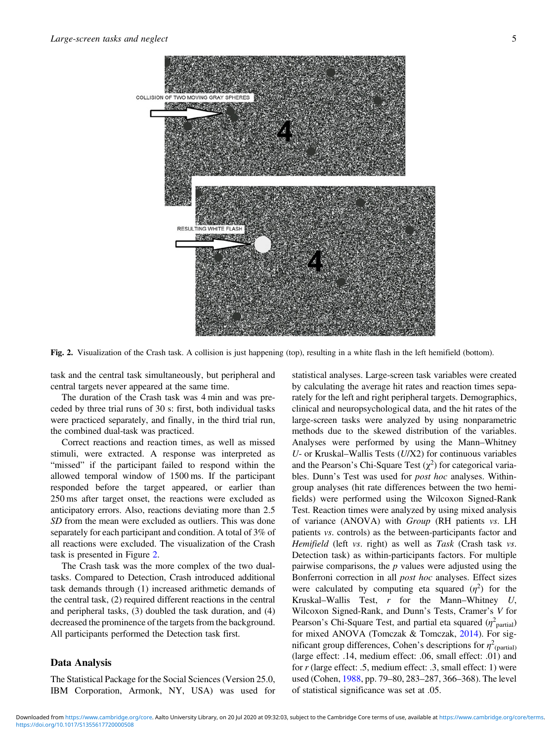Fig. 2. Visualization of the Crash task. A collision is just happening (top), resulting in a white flash in the left hemifield (bottom).

task and the central task simultaneously, but peripheral and central targets never appeared at the same time.

The duration of the Crash task was 4 min and was preceded by three trial runs of 30 s: first, both individual tasks were practiced separately, and finally, in the third trial run, the combined dual-task was practiced.

Correct reactions and reaction times, as well as missed stimuli, were extracted. A response was interpreted as "missed" if the participant failed to respond within the allowed temporal window of 1500 ms. If the participant responded before the target appeared, or earlier than 250 ms after target onset, the reactions were excluded as anticipatory errors. Also, reactions deviating more than 2.5 *SD* from the mean were excluded as outliers. This was done separately for each participant and condition. A total of 3% of all reactions were excluded. The visualization of the Crash task is presented in Figure 2.

The Crash task was the more complex of the two dual-tasks. Compared to Detection, Crash introduced additional task demands through (1) increased arithmetic demands of the central task, (2) required different reactions in the central and peripheral tasks, (3) doubled the task duration, and (4) decreased the prominence of the targets from the background. All participants performed the Detection task first.

## Data Analysis

The Statistical Package for the Social Sciences (Version 25.0, IBM Corporation, Armonk, NY, USA) was used for statistical analyses. Large-screen task variables were created by calculating the average hit rates and reaction times separately for the left and right peripheral targets. Demographics, clinical and neuropsychological data, and the hit rates of the large-screen tasks were analyzed by using nonparametric methods due to the skewed distribution of the variables. Analyses were performed by using the Mann–Whitney *U*- or Kruskal–Wallis Tests (*U*/X2) for continuous variables and the Pearson's Chi-Square Test ($\chi^2$) for categorical variables. Dunn's Test was used for *post hoc* analyses. Within-group analyses (hit rate differences between the two hemifields) were performed using the Wilcoxon Signed-Rank Test. Reaction times were analyzed by using mixed analysis of variance (ANOVA) with *Group* (RH patients *vs*. LH patients *vs*. controls) as the between-participants factor and *Hemifield* (left *vs*. right) as well as *Task* (Crash task *vs*. Detection task) as within-participants factors. For multiple pairwise comparisons, the *p* values were adjusted using the Bonferroni correction in all *post hoc* analyses. Effect sizes were calculated by computing eta squared ($\eta^2$) for the Kruskal–Wallis Test, *r* for the Mann–Whitney *U*, Wilcoxon Signed-Rank, and Dunn's Tests, Cramer's *V* for Pearson's Chi-Square Test, and partial eta squared ($\eta^2_{\text{partial}}$) for mixed ANOVA (Tomczak & Tomczak, 2014). For significant group differences, Cohen's descriptions for $\eta^2_{\text{(partial)}}$ (large effect: .14, medium effect: .06, small effect: .01) and for *r* (large effect: .5, medium effect: .3, small effect: 1) were used (Cohen, 1988, pp. 79–80, 283–287, 366–368). The level of statistical significance was set at .05.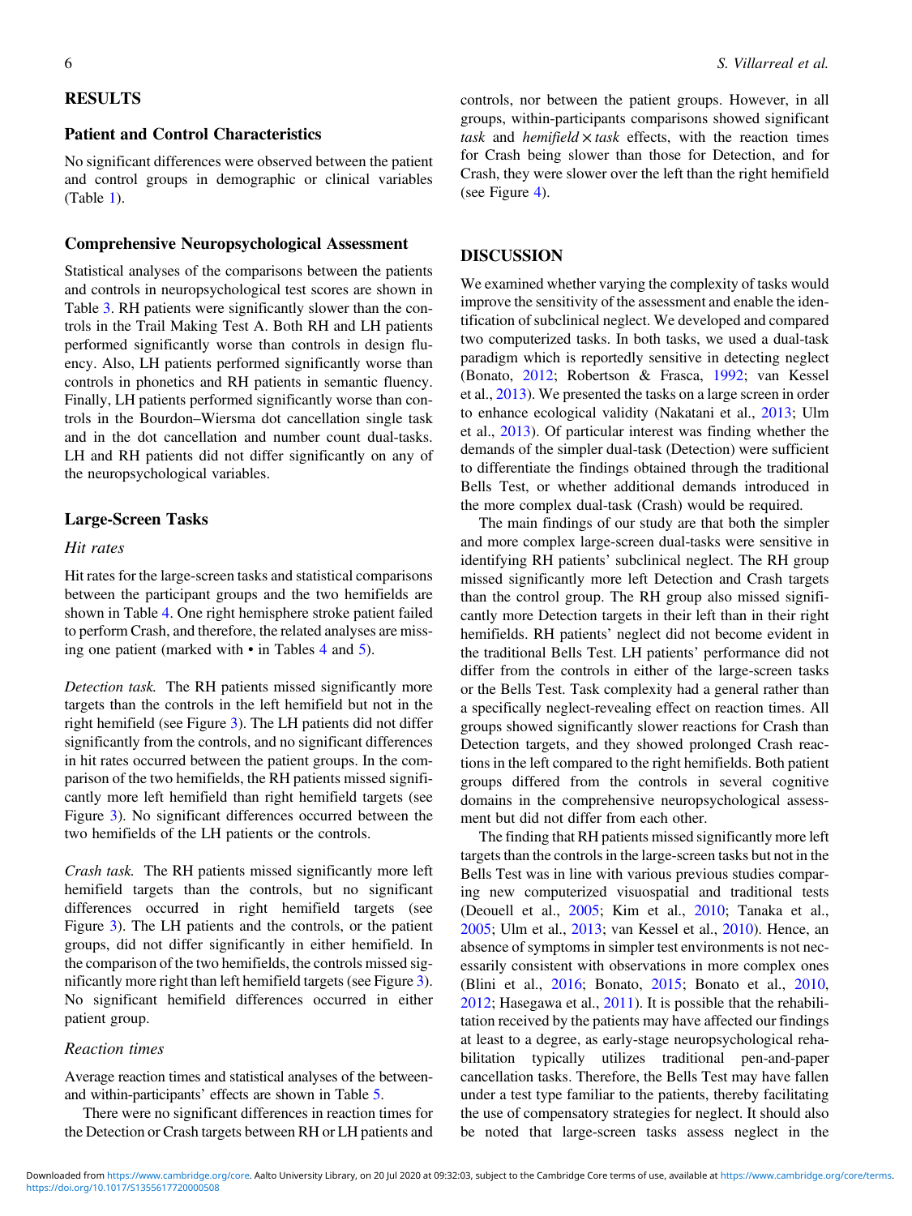## RESULTS

### Patient and Control Characteristics

No significant differences were observed between the patient and control groups in demographic or clinical variables (Table 1).

### Comprehensive Neuropsychological Assessment

Statistical analyses of the comparisons between the patients and controls in neuropsychological test scores are shown in Table 3. RH patients were significantly slower than the controls in the Trail Making Test A. Both RH and LH patients performed significantly worse than controls in design fluency. Also, LH patients performed significantly worse than controls in phonetics and RH patients in semantic fluency. Finally, LH patients performed significantly worse than controls in the Bourdon–Wiersma dot cancellation single task and in the dot cancellation and number count dual-tasks. LH and RH patients did not differ significantly on any of the neuropsychological variables.

### Large-Screen Tasks

#### Hit rates

Hit rates for the large-screen tasks and statistical comparisons between the participant groups and the two hemifields are shown in Table 4. One right hemisphere stroke patient failed to perform Crash, and therefore, the related analyses are missing one patient (marked with • in Tables 4 and 5).

*Detection task.* The RH patients missed significantly more targets than the controls in the left hemifield but not in the right hemifield (see Figure 3). The LH patients did not differ significantly from the controls, and no significant differences in hit rates occurred between the patient groups. In the comparison of the two hemifields, the RH patients missed significantly more left hemifield than right hemifield targets (see Figure 3). No significant differences occurred between the two hemifields of the LH patients or the controls.

*Crash task.* The RH patients missed significantly more left hemifield targets than the controls, but no significant differences occurred in right hemifield targets (see Figure 3). The LH patients and the controls, or the patient groups, did not differ significantly in either hemifield. In the comparison of the two hemifields, the controls missed significantly more right than left hemifield targets (see Figure 3). No significant hemifield differences occurred in either patient group.

#### Reaction times

Average reaction times and statistical analyses of the between- and within-participants' effects are shown in Table 5.

There were no significant differences in reaction times for the Detection or Crash targets between RH or LH patients and controls, nor between the patient groups. However, in all groups, within-participants comparisons showed significant *task* and *hemifield* × *task* effects, with the reaction times for Crash being slower than those for Detection, and for Crash, they were slower over the left than the right hemifield (see Figure 4).

## DISCUSSION

We examined whether varying the complexity of tasks would improve the sensitivity of the assessment and enable the identification of subclinical neglect. We developed and compared two computerized tasks. In both tasks, we used a dual-task paradigm which is reportedly sensitive in detecting neglect (Bonato, 2012; Robertson & Frasca, 1992; van Kessel et al., 2013). We presented the tasks on a large screen in order to enhance ecological validity (Nakatani et al., 2013; Ulm et al., 2013). Of particular interest was finding whether the demands of the simpler dual-task (Detection) were sufficient to differentiate the findings obtained through the traditional Bells Test, or whether additional demands introduced in the more complex dual-task (Crash) would be required.

The main findings of our study are that both the simpler and more complex large-screen dual-tasks were sensitive in identifying RH patients' subclinical neglect. The RH group missed significantly more left Detection and Crash targets than the control group. The RH group also missed significantly more Detection targets in their left than in their right hemifields. RH patients' neglect did not become evident in the traditional Bells Test. LH patients' performance did not differ from the controls in either of the large-screen tasks or the Bells Test. Task complexity had a general rather than a specifically neglect-revealing effect on reaction times. All groups showed significantly slower reactions for Crash than Detection targets, and they showed prolonged Crash reactions in the left compared to the right hemifields. Both patient groups differed from the controls in several cognitive domains in the comprehensive neuropsychological assessment but did not differ from each other.

The finding that RH patients missed significantly more left targets than the controls in the large-screen tasks but not in the Bells Test was in line with various previous studies comparing new computerized visuospatial and traditional tests (Deouell et al., 2005; Kim et al., 2010; Tanaka et al., 2005; Ulm et al., 2013; van Kessel et al., 2010). Hence, an absence of symptoms in simpler test environments is not necessarily consistent with observations in more complex ones (Blini et al., 2016; Bonato, 2015; Bonato et al., 2010, 2012; Hasegawa et al., 2011). It is possible that the rehabilitation received by the patients may have affected our findings at least to a degree, as early-stage neuropsychological rehabilitation typically utilizes traditional pen-and-paper cancellation tasks. Therefore, the Bells Test may have fallen under a test type familiar to the patients, thereby facilitating the use of compensatory strategies for neglect. It should also be noted that large-screen tasks assess neglect in the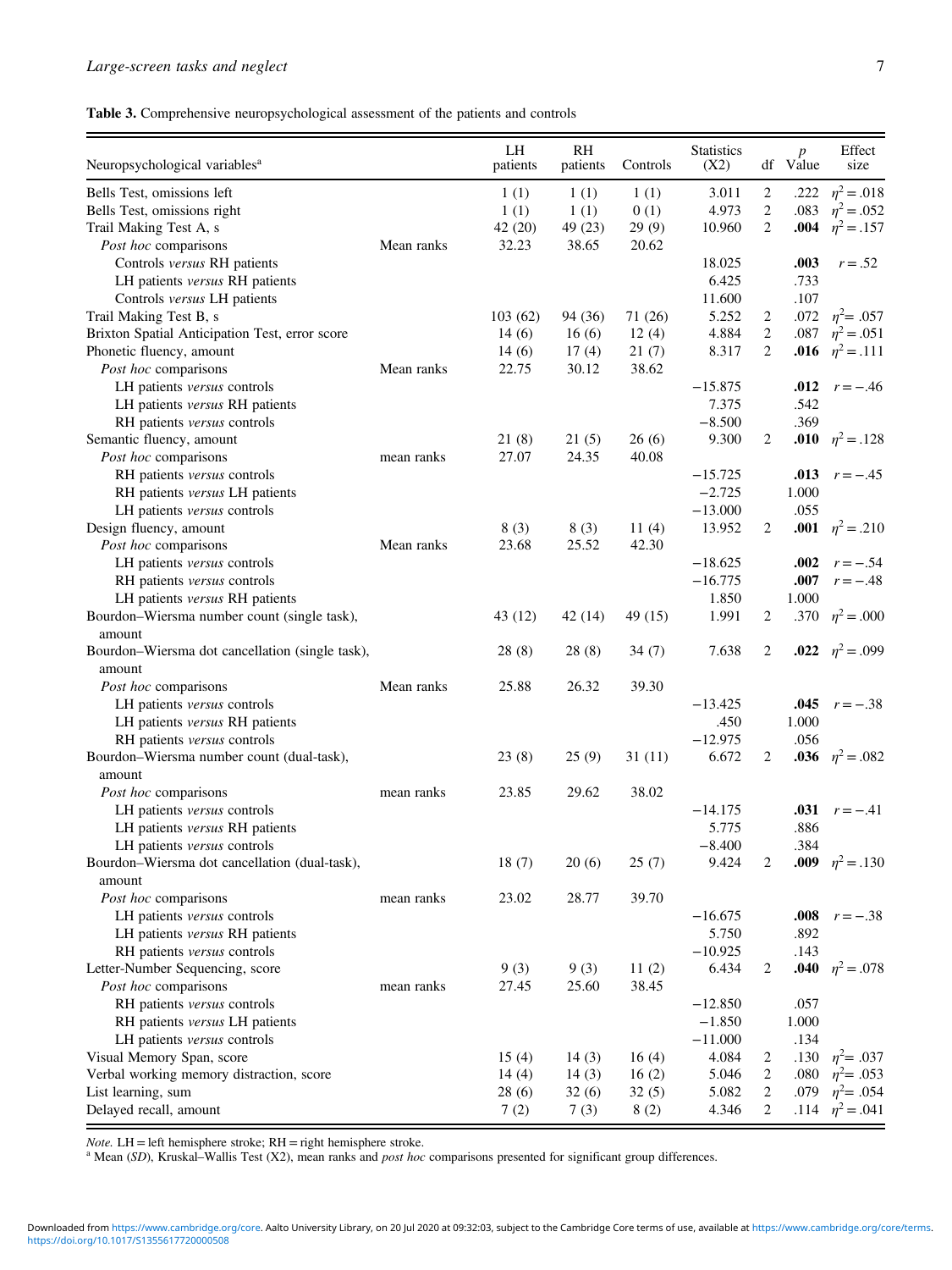**Table 3.** Comprehensive neuropsychological assessment of the patients and controls

| Neuropsychological variables[a] | | LH patients | RH patients | Controls | Statistics (X2) | df | *p* Value | Effect size |
|---|---|---|---|---|---|---|---|---|
| Bells Test, omissions left | | 1 (1) | 1 (1) | 1 (1) | 3.011 | 2 | .222 | $\eta^2 = .018$ |
| Bells Test, omissions right | | 1 (1) | 1 (1) | 0 (1) | 4.973 | 2 | .083 | $\eta^2 = .052$ |
| Trail Making Test A, s | | 42 (20) | 49 (23) | 29 (9) | 10.960 | 2 | **.004** | $\eta^2 = .157$ |
| *Post hoc* comparisons | Mean ranks | 32.23 | 38.65 | 20.62 | | | | |
| Controls *versus* RH patients | | | | | 18.025 | | **.003** | $r = .52$ |
| LH patients *versus* RH patients | | | | | 6.425 | | .733 | |
| Controls *versus* LH patients | | | | | 11.600 | | .107 | |
| Trail Making Test B, s | | 103 (62) | 94 (36) | 71 (26) | 5.252 | 2 | .072 | $\eta^2 = .057$ |
| Brixton Spatial Anticipation Test, error score | | 14 (6) | 16 (6) | 12 (4) | 4.884 | 2 | .087 | $\eta^2 = .051$ |
| Phonetic fluency, amount | | 14 (6) | 17 (4) | 21 (7) | 8.317 | 2 | **.016** | $\eta^2 = .111$ |
| *Post hoc* comparisons | Mean ranks | 22.75 | 30.12 | 38.62 | | | | |
| LH patients *versus* controls | | | | | −15.875 | | **.012** | $r = -.46$ |
| LH patients *versus* RH patients | | | | | 7.375 | | .542 | |
| RH patients *versus* controls | | | | | −8.500 | | .369 | |
| Semantic fluency, amount | | 21 (8) | 21 (5) | 26 (6) | 9.300 | 2 | **.010** | $\eta^2 = .128$ |
| *Post hoc* comparisons | mean ranks | 27.07 | 24.35 | 40.08 | | | | |
| RH patients *versus* controls | | | | | −15.725 | | **.013** | $r = -.45$ |
| RH patients *versus* LH patients | | | | | −2.725 | | 1.000 | |
| LH patients *versus* controls | | | | | −13.000 | | .055 | |
| Design fluency, amount | | 8 (3) | 8 (3) | 11 (4) | 13.952 | 2 | **.001** | $\eta^2 = .210$ |
| *Post hoc* comparisons | Mean ranks | 23.68 | 25.52 | 42.30 | | | | |
| LH patients *versus* controls | | | | | −18.625 | | **.002** | $r = -.54$ |
| RH patients *versus* controls | | | | | −16.775 | | **.007** | $r = -.48$ |
| LH patients *versus* RH patients | | | | | 1.850 | | 1.000 | |
| Bourdon–Wiersma number count (single task), amount | | 43 (12) | 42 (14) | 49 (15) | 1.991 | 2 | .370 | $\eta^2 = .000$ |
| Bourdon–Wiersma dot cancellation (single task), amount | | 28 (8) | 28 (8) | 34 (7) | 7.638 | 2 | **.022** | $\eta^2 = .099$ |
| *Post hoc* comparisons | Mean ranks | 25.88 | 26.32 | 39.30 | | | | |
| LH patients *versus* controls | | | | | −13.425 | | **.045** | $r = -.38$ |
| LH patients *versus* RH patients | | | | | .450 | | 1.000 | |
| RH patients *versus* controls | | | | | −12.975 | | .056 | |
| Bourdon–Wiersma number count (dual-task), amount | | 23 (8) | 25 (9) | 31 (11) | 6.672 | 2 | **.036** | $\eta^2 = .082$ |
| *Post hoc* comparisons | mean ranks | 23.85 | 29.62 | 38.02 | | | | |
| LH patients *versus* controls | | | | | −14.175 | | **.031** | $r = -.41$ |
| LH patients *versus* RH patients | | | | | 5.775 | | .886 | |
| LH patients *versus* controls | | | | | −8.400 | | .384 | |
| Bourdon–Wiersma dot cancellation (dual-task), amount | | 18 (7) | 20 (6) | 25 (7) | 9.424 | 2 | **.009** | $\eta^2 = .130$ |
| *Post hoc* comparisons | mean ranks | 23.02 | 28.77 | 39.70 | | | | |
| LH patients *versus* controls | | | | | −16.675 | | **.008** | $r = -.38$ |
| LH patients *versus* RH patients | | | | | 5.750 | | .892 | |
| RH patients *versus* controls | | | | | −10.925 | | .143 | |
| Letter-Number Sequencing, score | | 9 (3) | 9 (3) | 11 (2) | 6.434 | 2 | **.040** | $\eta^2 = .078$ |
| *Post hoc* comparisons | mean ranks | 27.45 | 25.60 | 38.45 | | | | |
| RH patients *versus* controls | | | | | −12.850 | | .057 | |
| RH patients *versus* LH patients | | | | | −1.850 | | 1.000 | |
| LH patients *versus* controls | | | | | −11.000 | | .134 | |
| Visual Memory Span, score | | 15 (4) | 14 (3) | 16 (4) | 4.084 | 2 | .130 | $\eta^2 = .037$ |
| Verbal working memory distraction, score | | 14 (4) | 14 (3) | 16 (2) | 5.046 | 2 | .080 | $\eta^2 = .053$ |
| List learning, sum | | 28 (6) | 32 (6) | 32 (5) | 5.082 | 2 | .079 | $\eta^2 = .054$ |
| Delayed recall, amount | | 7 (2) | 7 (3) | 8 (2) | 4.346 | 2 | .114 | $\eta^2 = .041$ |

*Note.* LH = left hemisphere stroke; RH = right hemisphere stroke.
[a] Mean (*SD*), Kruskal–Wallis Test (X2), mean ranks and *post hoc* comparisons presented for significant group differences.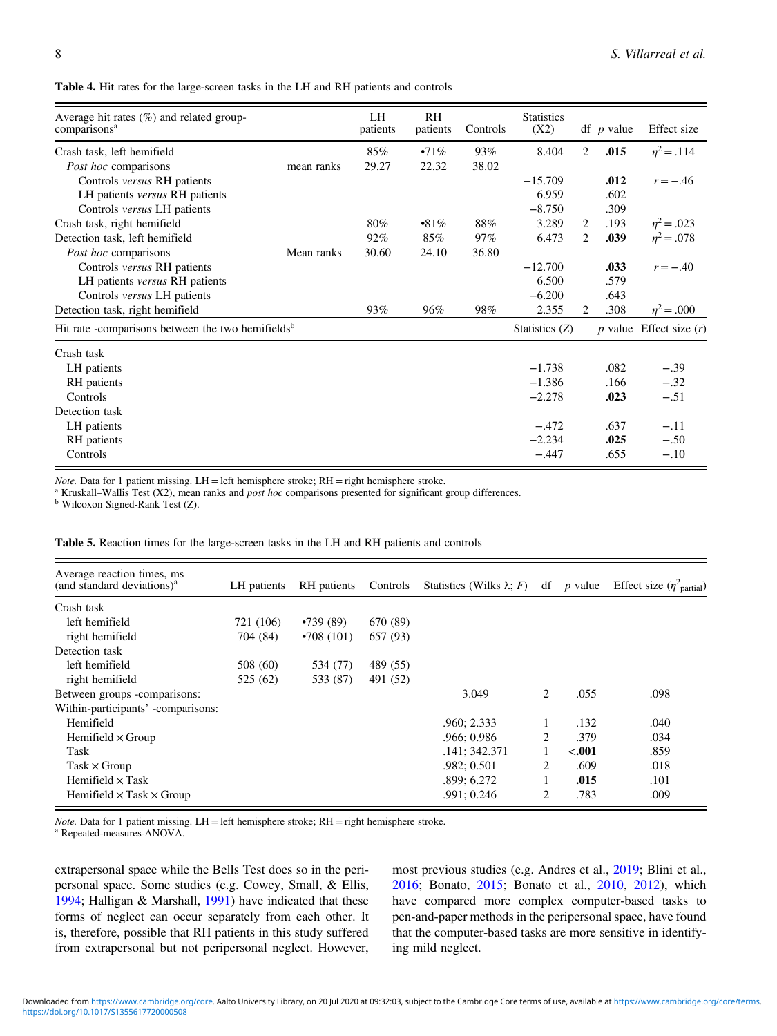**Table 4.** Hit rates for the large-screen tasks in the LH and RH patients and controls

| Average hit rates (%) and related group-comparisons[a] | | LH patients | RH patients | Controls | Statistics (X2) | df | *p* value | Effect size |
|---|---|---|---|---|---|---|---|---|
| Crash task, left hemifield | | 85% | •71% | 93% | 8.404 | 2 | **.015** | $\eta^2 = .114$ |
| *Post hoc* comparisons | mean ranks | 29.27 | 22.32 | 38.02 | | | | |
| Controls *versus* RH patients | | | | | −15.709 | | **.012** | $r = -.46$ |
| LH patients *versus* RH patients | | | | | 6.959 | | .602 | |
| Controls *versus* LH patients | | | | | −8.750 | | .309 | |
| Crash task, right hemifield | | 80% | •81% | 88% | 3.289 | 2 | .193 | $\eta^2 = .023$ |
| Detection task, left hemifield | | 92% | 85% | 97% | 6.473 | 2 | **.039** | $\eta^2 = .078$ |
| *Post hoc* comparisons | Mean ranks | 30.60 | 24.10 | 36.80 | | | | |
| Controls *versus* RH patients | | | | | −12.700 | | **.033** | $r = -.40$ |
| LH patients *versus* RH patients | | | | | 6.500 | | .579 | |
| Controls *versus* LH patients | | | | | −6.200 | | .643 | |
| Detection task, right hemifield | | 93% | 96% | 98% | 2.355 | 2 | .308 | $\eta^2 = .000$ |
| **Hit rate -comparisons between the two hemifields[b]** | | | | | **Statistics (*Z*)** | | ***p* value** | **Effect size (*r*)** |
| Crash task | | | | | | | | |
| LH patients | | | | | −1.738 | | .082 | −.39 |
| RH patients | | | | | −1.386 | | .166 | −.32 |
| Controls | | | | | −2.278 | | **.023** | −.51 |
| Detection task | | | | | | | | |
| LH patients | | | | | −.472 | | .637 | −.11 |
| RH patients | | | | | −2.234 | | **.025** | −.50 |
| Controls | | | | | −.447 | | .655 | −.10 |

*Note.* Data for 1 patient missing. LH = left hemisphere stroke; RH = right hemisphere stroke.
[a] Kruskall–Wallis Test (X2), mean ranks and *post hoc* comparisons presented for significant group differences.
[b] Wilcoxon Signed-Rank Test (Z).

**Table 5.** Reaction times for the large-screen tasks in the LH and RH patients and controls

| Average reaction times, ms (and standard deviations)[a] | LH patients | RH patients | Controls | Statistics (Wilks λ; *F*) | df | *p* value | Effect size ($\eta^2_{\text{partial}}$) |
|---|---|---|---|---|---|---|---|
| Crash task | | | | | | | |
| left hemifield | 721 (106) | •739 (89) | 670 (89) | | | | |
| right hemifield | 704 (84) | •708 (101) | 657 (93) | | | | |
| Detection task | | | | | | | |
| left hemifield | 508 (60) | 534 (77) | 489 (55) | | | | |
| right hemifield | 525 (62) | 533 (87) | 491 (52) | | | | |
| Between groups -comparisons: | | | | 3.049 | 2 | .055 | .098 |
| Within-participants' -comparisons: | | | | | | | |
| Hemifield | | | | .960; 2.333 | 1 | .132 | .040 |
| Hemifield × Group | | | | .966; 0.986 | 2 | .379 | .034 |
| Task | | | | .141; 342.371 | 1 | **<.001** | .859 |
| Task × Group | | | | .982; 0.501 | 2 | .609 | .018 |
| Hemifield × Task | | | | .899; 6.272 | 1 | **.015** | .101 |
| Hemifield × Task × Group | | | | .991; 0.246 | 2 | .783 | .009 |

*Note.* Data for 1 patient missing. LH = left hemisphere stroke; RH = right hemisphere stroke.
[a] Repeated-measures-ANOVA.

extrapersonal space while the Bells Test does so in the peripersonal space. Some studies (e.g. Cowey, Small, & Ellis, 1994; Halligan & Marshall, 1991) have indicated that these forms of neglect can occur separately from each other. It is, therefore, possible that RH patients in this study suffered from extrapersonal but not peripersonal neglect. However, most previous studies (e.g. Andres et al., 2019; Blini et al., 2016; Bonato, 2015; Bonato et al., 2010, 2012), which have compared more complex computer-based tasks to pen-and-paper methods in the peripersonal space, have found that the computer-based tasks are more sensitive in identifying mild neglect.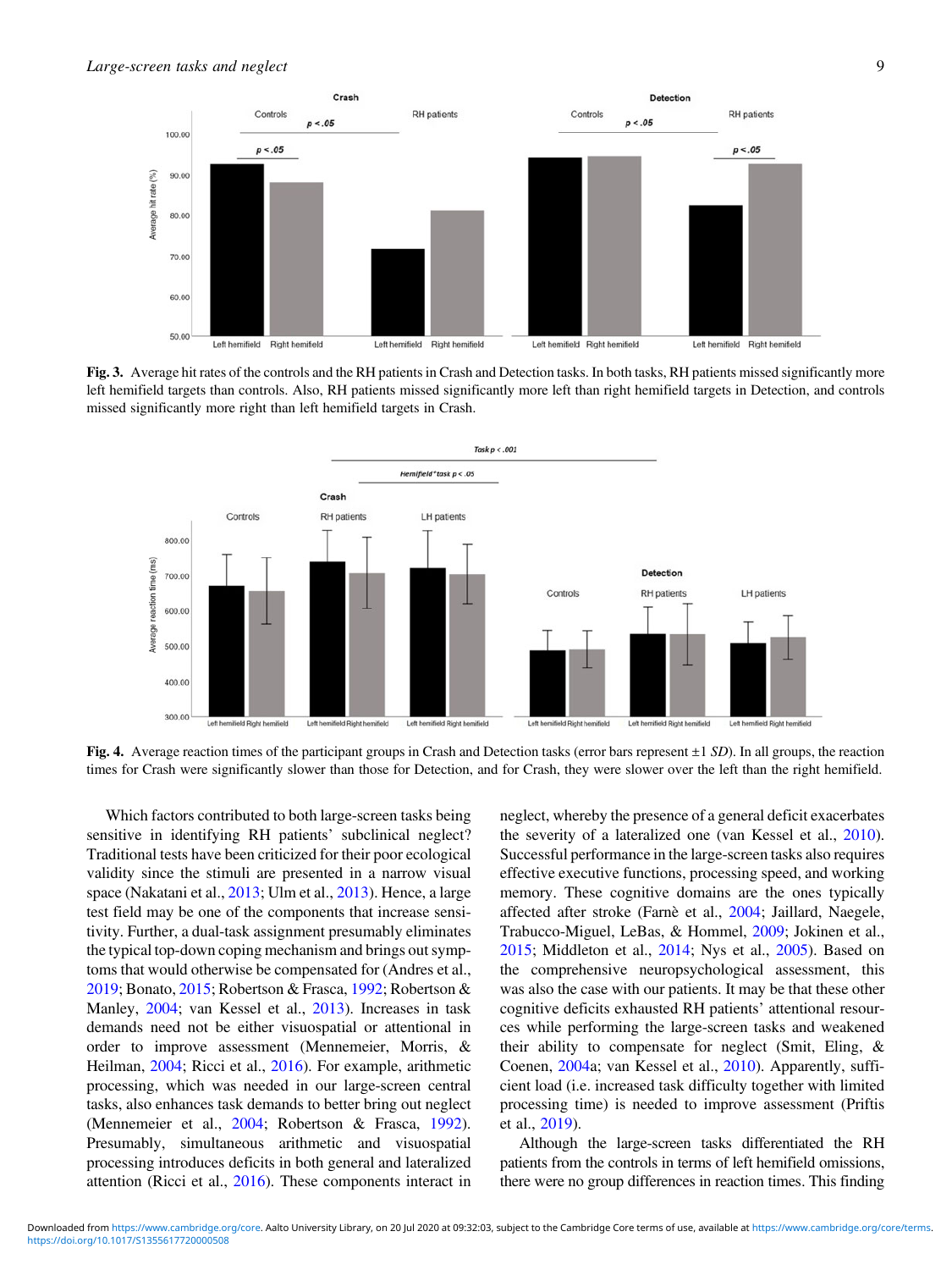**Fig. 3.** Average hit rates of the controls and the RH patients in Crash and Detection tasks. In both tasks, RH patients missed significantly more left hemifield targets than controls. Also, RH patients missed significantly more left than right hemifield targets in Detection, and controls missed significantly more right than left hemifield targets in Crash.

**Fig. 4.** Average reaction times of the participant groups in Crash and Detection tasks (error bars represent ±1 *SD*). In all groups, the reaction times for Crash were significantly slower than those for Detection, and for Crash, they were slower over the left than the right hemifield.

Which factors contributed to both large-screen tasks being sensitive in identifying RH patients' subclinical neglect? Traditional tests have been criticized for their poor ecological validity since the stimuli are presented in a narrow visual space (Nakatani et al., 2013; Ulm et al., 2013). Hence, a large test field may be one of the components that increase sensitivity. Further, a dual-task assignment presumably eliminates the typical top-down coping mechanism and brings out symptoms that would otherwise be compensated for (Andres et al., 2019; Bonato, 2015; Robertson & Frasca, 1992; Robertson & Manley, 2004; van Kessel et al., 2013). Increases in task demands need not be either visuospatial or attentional in order to improve assessment (Mennemeier, Morris, & Heilman, 2004; Ricci et al., 2016). For example, arithmetic processing, which was needed in our large-screen central tasks, also enhances task demands to better bring out neglect (Mennemeier et al., 2004; Robertson & Frasca, 1992). Presumably, simultaneous arithmetic and visuospatial processing introduces deficits in both general and lateralized attention (Ricci et al., 2016). These components interact in neglect, whereby the presence of a general deficit exacerbates the severity of a lateralized one (van Kessel et al., 2010). Successful performance in the large-screen tasks also requires effective executive functions, processing speed, and working memory. These cognitive domains are the ones typically affected after stroke (Farnè et al., 2004; Jaillard, Naegele, Trabucco-Miguel, LeBas, & Hommel, 2009; Jokinen et al., 2015; Middleton et al., 2014; Nys et al., 2005). Based on the comprehensive neuropsychological assessment, this was also the case with our patients. It may be that these other cognitive deficits exhausted RH patients' attentional resources while performing the large-screen tasks and weakened their ability to compensate for neglect (Smit, Eling, & Coenen, 2004a; van Kessel et al., 2010). Apparently, sufficient load (i.e. increased task difficulty together with limited processing time) is needed to improve assessment (Priftis et al., 2019).

Although the large-screen tasks differentiated the RH patients from the controls in terms of left hemifield omissions, there were no group differences in reaction times. This finding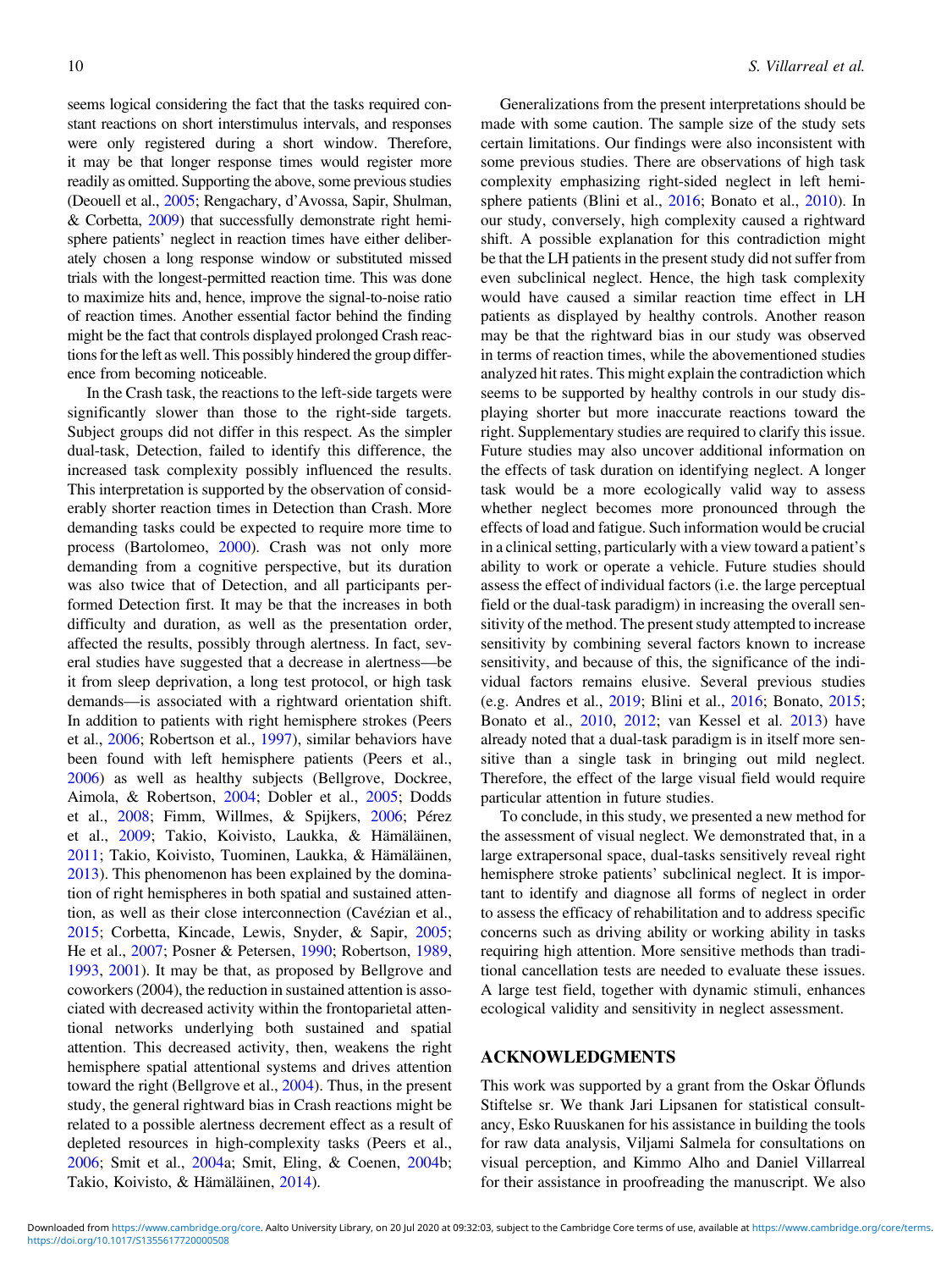seems logical considering the fact that the tasks required constant reactions on short interstimulus intervals, and responses were only registered during a short window. Therefore, it may be that longer response times would register more readily as omitted. Supporting the above, some previous studies (Deouell et al., 2005; Rengachary, d'Avossa, Sapir, Shulman, & Corbetta, 2009) that successfully demonstrate right hemisphere patients' neglect in reaction times have either deliberately chosen a long response window or substituted missed trials with the longest-permitted reaction time. This was done to maximize hits and, hence, improve the signal-to-noise ratio of reaction times. Another essential factor behind the finding might be the fact that controls displayed prolonged Crash reactions for the left as well. This possibly hindered the group difference from becoming noticeable.

In the Crash task, the reactions to the left-side targets were significantly slower than those to the right-side targets. Subject groups did not differ in this respect. As the simpler dual-task, Detection, failed to identify this difference, the increased task complexity possibly influenced the results. This interpretation is supported by the observation of considerably shorter reaction times in Detection than Crash. More demanding tasks could be expected to require more time to process (Bartolomeo, 2000). Crash was not only more demanding from a cognitive perspective, but its duration was also twice that of Detection, and all participants performed Detection first. It may be that the increases in both difficulty and duration, as well as the presentation order, affected the results, possibly through alertness. In fact, several studies have suggested that a decrease in alertness—be it from sleep deprivation, a long test protocol, or high task demands—is associated with a rightward orientation shift. In addition to patients with right hemisphere strokes (Peers et al., 2006; Robertson et al., 1997), similar behaviors have been found with left hemisphere patients (Peers et al., 2006) as well as healthy subjects (Bellgrove, Dockree, Aimola, & Robertson, 2004; Dobler et al., 2005; Dodds et al., 2008; Fimm, Willmes, & Spijkers, 2006; Pérez et al., 2009; Takio, Koivisto, Laukka, & Hämäläinen, 2011; Takio, Koivisto, Tuominen, Laukka, & Hämäläinen, 2013). This phenomenon has been explained by the domination of right hemispheres in both spatial and sustained attention, as well as their close interconnection (Cavézian et al., 2015; Corbetta, Kincade, Lewis, Snyder, & Sapir, 2005; He et al., 2007; Posner & Petersen, 1990; Robertson, 1989, 1993, 2001). It may be that, as proposed by Bellgrove and coworkers (2004), the reduction in sustained attention is associated with decreased activity within the frontoparietal attentional networks underlying both sustained and spatial attention. This decreased activity, then, weakens the right hemisphere spatial attentional systems and drives attention toward the right (Bellgrove et al., 2004). Thus, in the present study, the general rightward bias in Crash reactions might be related to a possible alertness decrement effect as a result of depleted resources in high-complexity tasks (Peers et al., 2006; Smit et al., 2004a; Smit, Eling, & Coenen, 2004b; Takio, Koivisto, & Hämäläinen, 2014).

Generalizations from the present interpretations should be made with some caution. The sample size of the study sets certain limitations. Our findings were also inconsistent with some previous studies. There are observations of high task complexity emphasizing right-sided neglect in left hemisphere patients (Blini et al., 2016; Bonato et al., 2010). In our study, conversely, high complexity caused a rightward shift. A possible explanation for this contradiction might be that the LH patients in the present study did not suffer from even subclinical neglect. Hence, the high task complexity would have caused a similar reaction time effect in LH patients as displayed by healthy controls. Another reason may be that the rightward bias in our study was observed in terms of reaction times, while the abovementioned studies analyzed hit rates. This might explain the contradiction which seems to be supported by healthy controls in our study displaying shorter but more inaccurate reactions toward the right. Supplementary studies are required to clarify this issue. Future studies may also uncover additional information on the effects of task duration on identifying neglect. A longer task would be a more ecologically valid way to assess whether neglect becomes more pronounced through the effects of load and fatigue. Such information would be crucial in a clinical setting, particularly with a view toward a patient's ability to work or operate a vehicle. Future studies should assess the effect of individual factors (i.e. the large perceptual field or the dual-task paradigm) in increasing the overall sensitivity of the method. The present study attempted to increase sensitivity by combining several factors known to increase sensitivity, and because of this, the significance of the individual factors remains elusive. Several previous studies (e.g. Andres et al., 2019; Blini et al., 2016; Bonato, 2015; Bonato et al., 2010, 2012; van Kessel et al. 2013) have already noted that a dual-task paradigm is in itself more sensitive than a single task in bringing out mild neglect. Therefore, the effect of the large visual field would require particular attention in future studies.

To conclude, in this study, we presented a new method for the assessment of visual neglect. We demonstrated that, in a large extrapersonal space, dual-tasks sensitively reveal right hemisphere stroke patients' subclinical neglect. It is important to identify and diagnose all forms of neglect in order to assess the efficacy of rehabilitation and to address specific concerns such as driving ability or working ability in tasks requiring high attention. More sensitive methods than traditional cancellation tests are needed to evaluate these issues. A large test field, together with dynamic stimuli, enhances ecological validity and sensitivity in neglect assessment.

## ACKNOWLEDGMENTS

This work was supported by a grant from the Oskar Öflunds Stiftelse sr. We thank Jari Lipsanen for statistical consultancy, Esko Ruuskanen for his assistance in building the tools for raw data analysis, Viljami Salmela for consultations on visual perception, and Kimmo Alho and Daniel Villarreal for their assistance in proofreading the manuscript. We also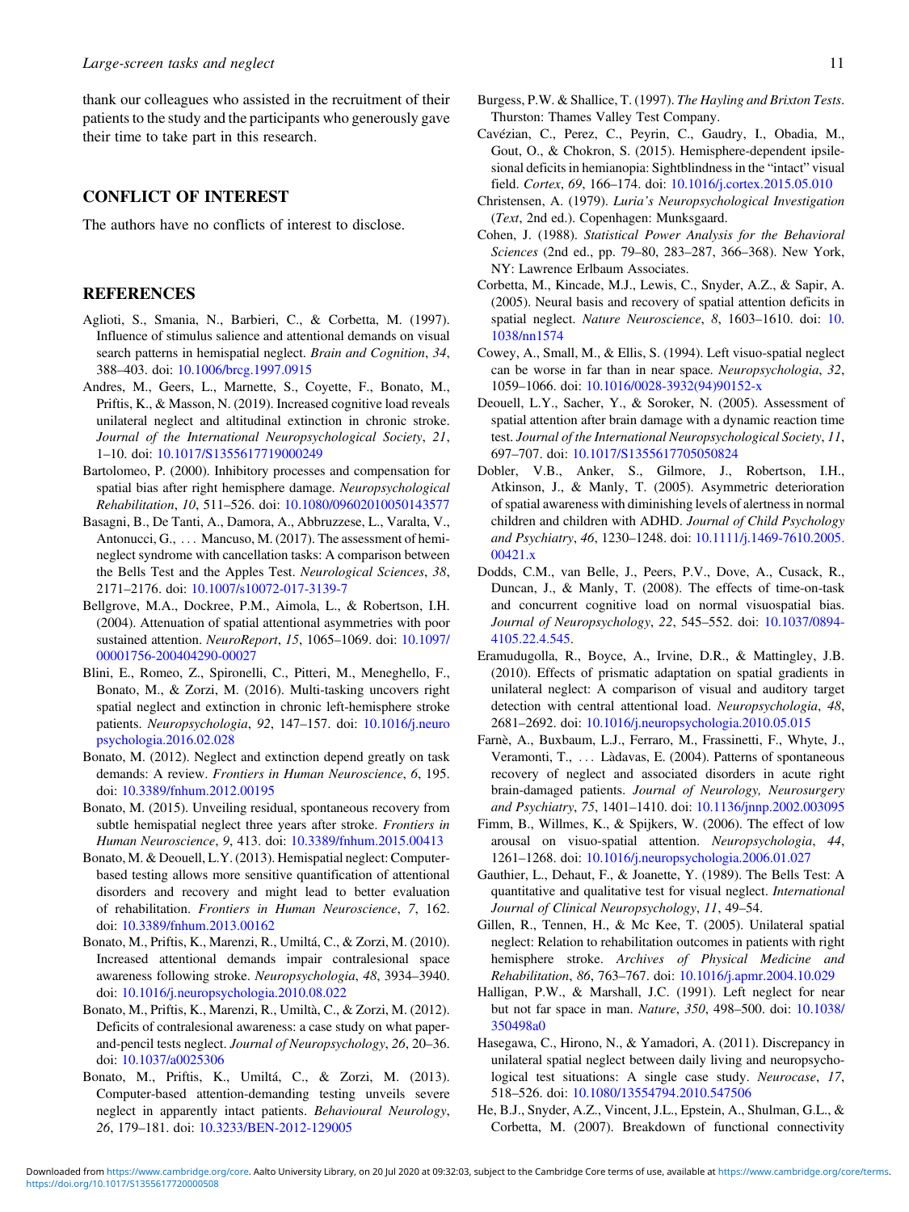thank our colleagues who assisted in the recruitment of their patients to the study and the participants who generously gave their time to take part in this research.

## CONFLICT OF INTEREST

The authors have no conflicts of interest to disclose.

## REFERENCES

Aglioti, S., Smania, N., Barbieri, C., & Corbetta, M. (1997). Influence of stimulus salience and attentional demands on visual search patterns in hemispatial neglect. *Brain and Cognition*, *34*, 388–403. doi: 10.1006/brcg.1997.0915

Andres, M., Geers, L., Marnette, S., Coyette, F., Bonato, M., Priftis, K., & Masson, N. (2019). Increased cognitive load reveals unilateral neglect and altitudinal extinction in chronic stroke. *Journal of the International Neuropsychological Society*, *21*, 1–10. doi: 10.1017/S1355617719000249

Bartolomeo, P. (2000). Inhibitory processes and compensation for spatial bias after right hemisphere damage. *Neuropsychological Rehabilitation*, *10*, 511–526. doi: 10.1080/09602010050143577

Basagni, B., De Tanti, A., Damora, A., Abbruzzese, L., Varalta, V., Antonucci, G., … Mancuso, M. (2017). The assessment of hemineglect syndrome with cancellation tasks: A comparison between the Bells Test and the Apples Test. *Neurological Sciences*, *38*, 2171–2176. doi: 10.1007/s10072-017-3139-7

Bellgrove, M.A., Dockree, P.M., Aimola, L., & Robertson, I.H. (2004). Attenuation of spatial attentional asymmetries with poor sustained attention. *NeuroReport*, *15*, 1065–1069. doi: 10.1097/00001756-200404290-00027

Blini, E., Romeo, Z., Spironelli, C., Pitteri, M., Meneghello, F., Bonato, M., & Zorzi, M. (2016). Multi-tasking uncovers right spatial neglect and extinction in chronic left-hemisphere stroke patients. *Neuropsychologia*, *92*, 147–157. doi: 10.1016/j.neuropsychologia.2016.02.028

Bonato, M. (2012). Neglect and extinction depend greatly on task demands: A review. *Frontiers in Human Neuroscience*, *6*, 195. doi: 10.3389/fnhum.2012.00195

Bonato, M. (2015). Unveiling residual, spontaneous recovery from subtle hemispatial neglect three years after stroke. *Frontiers in Human Neuroscience*, *9*, 413. doi: 10.3389/fnhum.2015.00413

Bonato, M. & Deouell, L.Y. (2013). Hemispatial neglect: Computer-based testing allows more sensitive quantification of attentional disorders and recovery and might lead to better evaluation of rehabilitation. *Frontiers in Human Neuroscience*, *7*, 162. doi: 10.3389/fnhum.2013.00162

Bonato, M., Priftis, K., Marenzi, R., Umiltá, C., & Zorzi, M. (2010). Increased attentional demands impair contralesional space awareness following stroke. *Neuropsychologia*, *48*, 3934–3940. doi: 10.1016/j.neuropsychologia.2010.08.022

Bonato, M., Priftis, K., Marenzi, R., Umiltà, C., & Zorzi, M. (2012). Deficits of contralesional awareness: a case study on what paper-and-pencil tests neglect. *Journal of Neuropsychology*, *26*, 20–36. doi: 10.1037/a0025306

Bonato, M., Priftis, K., Umiltá, C., & Zorzi, M. (2013). Computer-based attention-demanding testing unveils severe neglect in apparently intact patients. *Behavioural Neurology*, *26*, 179–181. doi: 10.3233/BEN-2012-129005

Burgess, P.W. & Shallice, T. (1997). *The Hayling and Brixton Tests*. Thurston: Thames Valley Test Company.

Cavézian, C., Perez, C., Peyrin, C., Gaudry, I., Obadia, M., Gout, O., & Chokron, S. (2015). Hemisphere-dependent ipsilesional deficits in hemianopia: Sightblindness in the "intact" visual field. *Cortex*, *69*, 166–174. doi: 10.1016/j.cortex.2015.05.010

Christensen, A. (1979). *Luria's Neuropsychological Investigation* (*Text*, 2nd ed.). Copenhagen: Munksgaard.

Cohen, J. (1988). *Statistical Power Analysis for the Behavioral Sciences* (2nd ed., pp. 79–80, 283–287, 366–368). New York, NY: Lawrence Erlbaum Associates.

Corbetta, M., Kincade, M.J., Lewis, C., Snyder, A.Z., & Sapir, A. (2005). Neural basis and recovery of spatial attention deficits in spatial neglect. *Nature Neuroscience*, *8*, 1603–1610. doi: 10.1038/nn1574

Cowey, A., Small, M., & Ellis, S. (1994). Left visuo-spatial neglect can be worse in far than in near space. *Neuropsychologia*, *32*, 1059–1066. doi: 10.1016/0028-3932(94)90152-x

Deouell, L.Y., Sacher, Y., & Soroker, N. (2005). Assessment of spatial attention after brain damage with a dynamic reaction time test. *Journal of the International Neuropsychological Society*, *11*, 697–707. doi: 10.1017/S1355617705050824

Dobler, V.B., Anker, S., Gilmore, J., Robertson, I.H., Atkinson, J., & Manly, T. (2005). Asymmetric deterioration of spatial awareness with diminishing levels of alertness in normal children and children with ADHD. *Journal of Child Psychology and Psychiatry*, *46*, 1230–1248. doi: 10.1111/j.1469-7610.2005.00421.x

Dodds, C.M., van Belle, J., Peers, P.V., Dove, A., Cusack, R., Duncan, J., & Manly, T. (2008). The effects of time-on-task and concurrent cognitive load on normal visuospatial bias. *Journal of Neuropsychology*, *22*, 545–552. doi: 10.1037/0894-4105.22.4.545.

Eramudugolla, R., Boyce, A., Irvine, D.R., & Mattingley, J.B. (2010). Effects of prismatic adaptation on spatial gradients in unilateral neglect: A comparison of visual and auditory target detection with central attentional load. *Neuropsychologia*, *48*, 2681–2692. doi: 10.1016/j.neuropsychologia.2010.05.015

Farnè, A., Buxbaum, L.J., Ferraro, M., Frassinetti, F., Whyte, J., Veramonti, T., … Làdavas, E. (2004). Patterns of spontaneous recovery of neglect and associated disorders in acute right brain-damaged patients. *Journal of Neurology, Neurosurgery and Psychiatry*, *75*, 1401–1410. doi: 10.1136/jnnp.2002.003095

Fimm, B., Willmes, K., & Spijkers, W. (2006). The effect of low arousal on visuo-spatial attention. *Neuropsychologia*, *44*, 1261–1268. doi: 10.1016/j.neuropsychologia.2006.01.027

Gauthier, L., Dehaut, F., & Joanette, Y. (1989). The Bells Test: A quantitative and qualitative test for visual neglect. *International Journal of Clinical Neuropsychology*, *11*, 49–54.

Gillen, R., Tennen, H., & Mc Kee, T. (2005). Unilateral spatial neglect: Relation to rehabilitation outcomes in patients with right hemisphere stroke. *Archives of Physical Medicine and Rehabilitation*, *86*, 763–767. doi: 10.1016/j.apmr.2004.10.029

Halligan, P.W., & Marshall, J.C. (1991). Left neglect for near but not far space in man. *Nature*, *350*, 498–500. doi: 10.1038/350498a0

Hasegawa, C., Hirono, N., & Yamadori, A. (2011). Discrepancy in unilateral spatial neglect between daily living and neuropsychological test situations: A single case study. *Neurocase*, *17*, 518–526. doi: 10.1080/13554794.2010.547506

He, B.J., Snyder, A.Z., Vincent, J.L., Epstein, A., Shulman, G.L., & Corbetta, M. (2007). Breakdown of functional connectivity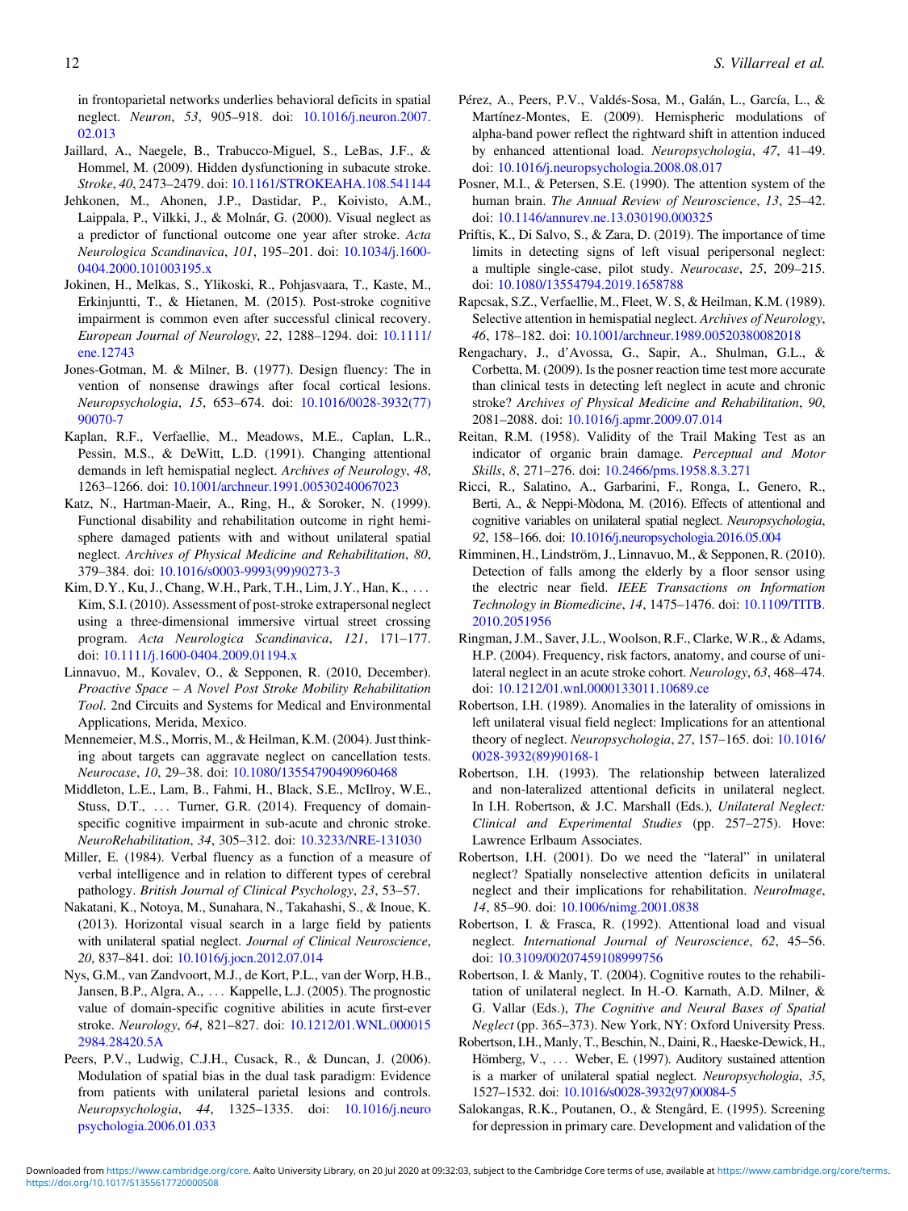in frontoparietal networks underlies behavioral deficits in spatial neglect. *Neuron*, *53*, 905–918. doi: 10.1016/j.neuron.2007.02.013

Jaillard, A., Naegele, B., Trabucco-Miguel, S., LeBas, J.F., & Hommel, M. (2009). Hidden dysfunctioning in subacute stroke. *Stroke*, *40*, 2473–2479. doi: 10.1161/STROKEAHA.108.541144

Jehkonen, M., Ahonen, J.P., Dastidar, P., Koivisto, A.M., Laippala, P., Vilkki, J., & Molnár, G. (2000). Visual neglect as a predictor of functional outcome one year after stroke. *Acta Neurologica Scandinavica*, *101*, 195–201. doi: 10.1034/j.1600-0404.2000.101003195.x

Jokinen, H., Melkas, S., Ylikoski, R., Pohjasvaara, T., Kaste, M., Erkinjuntti, T., & Hietanen, M. (2015). Post-stroke cognitive impairment is common even after successful clinical recovery. *European Journal of Neurology*, *22*, 1288–1294. doi: 10.1111/ene.12743

Jones-Gotman, M. & Milner, B. (1977). Design fluency: The in vention of nonsense drawings after focal cortical lesions. *Neuropsychologia*, *15*, 653–674. doi: 10.1016/0028-3932(77)90070-7

Kaplan, R.F., Verfaellie, M., Meadows, M.E., Caplan, L.R., Pessin, M.S., & DeWitt, L.D. (1991). Changing attentional demands in left hemispatial neglect. *Archives of Neurology*, *48*, 1263–1266. doi: 10.1001/archneur.1991.00530240067023

Katz, N., Hartman-Maeir, A., Ring, H., & Soroker, N. (1999). Functional disability and rehabilitation outcome in right hemisphere damaged patients with and without unilateral spatial neglect. *Archives of Physical Medicine and Rehabilitation*, *80*, 379–384. doi: 10.1016/s0003-9993(99)90273-3

Kim, D.Y., Ku, J., Chang, W.H., Park, T.H., Lim, J.Y., Han, K., … Kim, S.I. (2010). Assessment of post-stroke extrapersonal neglect using a three-dimensional immersive virtual street crossing program. *Acta Neurologica Scandinavica*, *121*, 171–177. doi: 10.1111/j.1600-0404.2009.01194.x

Linnavuo, M., Kovalev, O., & Sepponen, R. (2010, December). *Proactive Space – A Novel Post Stroke Mobility Rehabilitation Tool*. 2nd Circuits and Systems for Medical and Environmental Applications, Merida, Mexico.

Mennemeier, M.S., Morris, M., & Heilman, K.M. (2004). Just thinking about targets can aggravate neglect on cancellation tests. *Neurocase*, *10*, 29–38. doi: 10.1080/13554790490960468

Middleton, L.E., Lam, B., Fahmi, H., Black, S.E., McIlroy, W.E., Stuss, D.T., … Turner, G.R. (2014). Frequency of domain-specific cognitive impairment in sub-acute and chronic stroke. *NeuroRehabilitation*, *34*, 305–312. doi: 10.3233/NRE-131030

Miller, E. (1984). Verbal fluency as a function of a measure of verbal intelligence and in relation to different types of cerebral pathology. *British Journal of Clinical Psychology*, *23*, 53–57.

Nakatani, K., Notoya, M., Sunahara, N., Takahashi, S., & Inoue, K. (2013). Horizontal visual search in a large field by patients with unilateral spatial neglect. *Journal of Clinical Neuroscience*, *20*, 837–841. doi: 10.1016/j.jocn.2012.07.014

Nys, G.M., van Zandvoort, M.J., de Kort, P.L., van der Worp, H.B., Jansen, B.P., Algra, A., … Kappelle, L.J. (2005). The prognostic value of domain-specific cognitive abilities in acute first-ever stroke. *Neurology*, *64*, 821–827. doi: 10.1212/01.WNL.0000152984.28420.5A

Peers, P.V., Ludwig, C.J.H., Cusack, R., & Duncan, J. (2006). Modulation of spatial bias in the dual task paradigm: Evidence from patients with unilateral parietal lesions and controls. *Neuropsychologia*, *44*, 1325–1335. doi: 10.1016/j.neuropsychologia.2006.01.033

Pérez, A., Peers, P.V., Valdés-Sosa, M., Galán, L., García, L., & Martínez-Montes, E. (2009). Hemispheric modulations of alpha-band power reflect the rightward shift in attention induced by enhanced attentional load. *Neuropsychologia*, *47*, 41–49. doi: 10.1016/j.neuropsychologia.2008.08.017

Posner, M.I., & Petersen, S.E. (1990). The attention system of the human brain. *The Annual Review of Neuroscience*, *13*, 25–42. doi: 10.1146/annurev.ne.13.030190.000325

Priftis, K., Di Salvo, S., & Zara, D. (2019). The importance of time limits in detecting signs of left visual peripersonal neglect: a multiple single-case, pilot study. *Neurocase*, *25*, 209–215. doi: 10.1080/13554794.2019.1658788

Rapcsak, S.Z., Verfaellie, M., Fleet, W. S, & Heilman, K.M. (1989). Selective attention in hemispatial neglect. *Archives of Neurology*, *46*, 178–182. doi: 10.1001/archneur.1989.00520380082018

Rengachary, J., d'Avossa, G., Sapir, A., Shulman, G.L., & Corbetta, M. (2009). Is the posner reaction time test more accurate than clinical tests in detecting left neglect in acute and chronic stroke? *Archives of Physical Medicine and Rehabilitation*, *90*, 2081–2088. doi: 10.1016/j.apmr.2009.07.014

Reitan, R.M. (1958). Validity of the Trail Making Test as an indicator of organic brain damage. *Perceptual and Motor Skills*, *8*, 271–276. doi: 10.2466/pms.1958.8.3.271

Ricci, R., Salatino, A., Garbarini, F., Ronga, I., Genero, R., Berti, A., & Neppi-Mòdona, M. (2016). Effects of attentional and cognitive variables on unilateral spatial neglect. *Neuropsychologia*, *92*, 158–166. doi: 10.1016/j.neuropsychologia.2016.05.004

Rimminen, H., Lindström, J., Linnavuo, M., & Sepponen, R. (2010). Detection of falls among the elderly by a floor sensor using the electric near field. *IEEE Transactions on Information Technology in Biomedicine*, *14*, 1475–1476. doi: 10.1109/TITB.2010.2051956

Ringman, J.M., Saver, J.L., Woolson, R.F., Clarke, W.R., & Adams, H.P. (2004). Frequency, risk factors, anatomy, and course of unilateral neglect in an acute stroke cohort. *Neurology*, *63*, 468–474. doi: 10.1212/01.wnl.0000133011.10689.ce

Robertson, I.H. (1989). Anomalies in the laterality of omissions in left unilateral visual field neglect: Implications for an attentional theory of neglect. *Neuropsychologia*, *27*, 157–165. doi: 10.1016/0028-3932(89)90168-1

Robertson, I.H. (1993). The relationship between lateralized and non-lateralized attentional deficits in unilateral neglect. In I.H. Robertson, & J.C. Marshall (Eds.), *Unilateral Neglect: Clinical and Experimental Studies* (pp. 257–275). Hove: Lawrence Erlbaum Associates.

Robertson, I.H. (2001). Do we need the "lateral" in unilateral neglect? Spatially nonselective attention deficits in unilateral neglect and their implications for rehabilitation. *NeuroImage*, *14*, 85–90. doi: 10.1006/nimg.2001.0838

Robertson, I. & Frasca, R. (1992). Attentional load and visual neglect. *International Journal of Neuroscience*, *62*, 45–56. doi: 10.3109/00207459108999756

Robertson, I. & Manly, T. (2004). Cognitive routes to the rehabilitation of unilateral neglect. In H.-O. Karnath, A.D. Milner, & G. Vallar (Eds.), *The Cognitive and Neural Bases of Spatial Neglect* (pp. 365–373). New York, NY: Oxford University Press.

Robertson, I.H., Manly, T., Beschin, N., Daini, R., Haeske-Dewick, H., Hömberg, V., … Weber, E. (1997). Auditory sustained attention is a marker of unilateral spatial neglect. *Neuropsychologia*, *35*, 1527–1532. doi: 10.1016/s0028-3932(97)00084-5

Salokangas, R.K., Poutanen, O., & Stengård, E. (1995). Screening for depression in primary care. Development and validation of the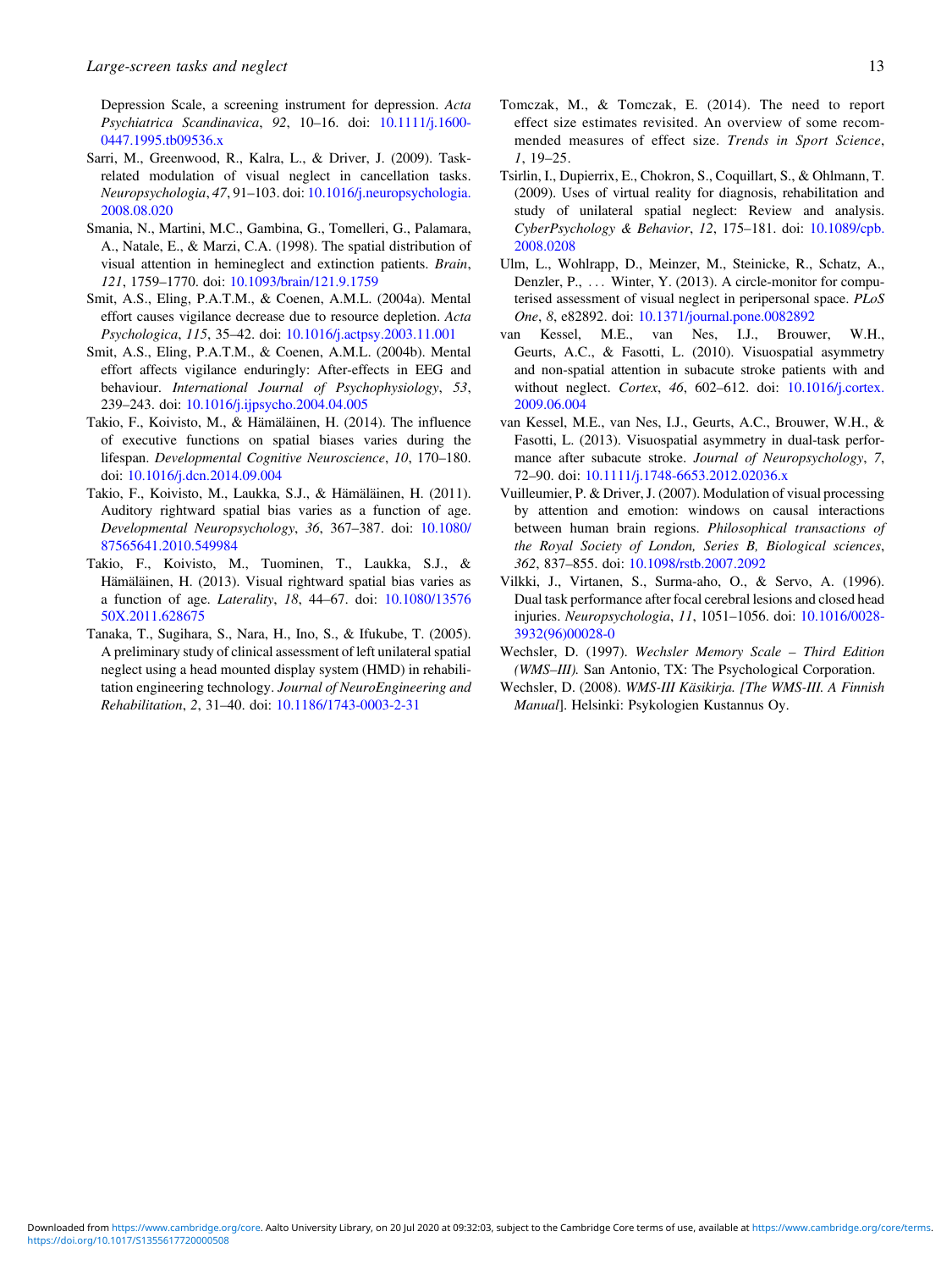Depression Scale, a screening instrument for depression. *Acta Psychiatrica Scandinavica*, *92*, 10–16. doi: 10.1111/j.1600-0447.1995.tb09536.x

Sarri, M., Greenwood, R., Kalra, L., & Driver, J. (2009). Task-related modulation of visual neglect in cancellation tasks. *Neuropsychologia*, *47*, 91–103. doi: 10.1016/j.neuropsychologia.2008.08.020

Smania, N., Martini, M.C., Gambina, G., Tomelleri, G., Palamara, A., Natale, E., & Marzi, C.A. (1998). The spatial distribution of visual attention in hemineglect and extinction patients. *Brain*, *121*, 1759–1770. doi: 10.1093/brain/121.9.1759

Smit, A.S., Eling, P.A.T.M., & Coenen, A.M.L. (2004a). Mental effort causes vigilance decrease due to resource depletion. *Acta Psychologica*, *115*, 35–42. doi: 10.1016/j.actpsy.2003.11.001

Smit, A.S., Eling, P.A.T.M., & Coenen, A.M.L. (2004b). Mental effort affects vigilance enduringly: After-effects in EEG and behaviour. *International Journal of Psychophysiology*, *53*, 239–243. doi: 10.1016/j.ijpsycho.2004.04.005

Takio, F., Koivisto, M., & Hämäläinen, H. (2014). The influence of executive functions on spatial biases varies during the lifespan. *Developmental Cognitive Neuroscience*, *10*, 170–180. doi: 10.1016/j.dcn.2014.09.004

Takio, F., Koivisto, M., Laukka, S.J., & Hämäläinen, H. (2011). Auditory rightward spatial bias varies as a function of age. *Developmental Neuropsychology*, *36*, 367–387. doi: 10.1080/87565641.2010.549984

Takio, F., Koivisto, M., Tuominen, T., Laukka, S.J., & Hämäläinen, H. (2013). Visual rightward spatial bias varies as a function of age. *Laterality*, *18*, 44–67. doi: 10.1080/1357650X.2011.628675

Tanaka, T., Sugihara, S., Nara, H., Ino, S., & Ifukube, T. (2005). A preliminary study of clinical assessment of left unilateral spatial neglect using a head mounted display system (HMD) in rehabilitation engineering technology. *Journal of NeuroEngineering and Rehabilitation*, *2*, 31–40. doi: 10.1186/1743-0003-2-31

Tomczak, M., & Tomczak, E. (2014). The need to report effect size estimates revisited. An overview of some recommended measures of effect size. *Trends in Sport Science*, *1*, 19–25.

Tsirlin, I., Dupierrix, E., Chokron, S., Coquillart, S., & Ohlmann, T. (2009). Uses of virtual reality for diagnosis, rehabilitation and study of unilateral spatial neglect: Review and analysis. *CyberPsychology & Behavior*, *12*, 175–181. doi: 10.1089/cpb.2008.0208

Ulm, L., Wohlrapp, D., Meinzer, M., Steinicke, R., Schatz, A., Denzler, P., … Winter, Y. (2013). A circle-monitor for computerised assessment of visual neglect in peripersonal space. *PLoS One*, *8*, e82892. doi: 10.1371/journal.pone.0082892

van Kessel, M.E., van Nes, I.J., Brouwer, W.H., Geurts, A.C., & Fasotti, L. (2010). Visuospatial asymmetry and non-spatial attention in subacute stroke patients with and without neglect. *Cortex*, *46*, 602–612. doi: 10.1016/j.cortex.2009.06.004

van Kessel, M.E., van Nes, I.J., Geurts, A.C., Brouwer, W.H., & Fasotti, L. (2013). Visuospatial asymmetry in dual-task performance after subacute stroke. *Journal of Neuropsychology*, *7*, 72–90. doi: 10.1111/j.1748-6653.2012.02036.x

Vuilleumier, P. & Driver, J. (2007). Modulation of visual processing by attention and emotion: windows on causal interactions between human brain regions. *Philosophical transactions of the Royal Society of London, Series B, Biological sciences*, *362*, 837–855. doi: 10.1098/rstb.2007.2092

Vilkki, J., Virtanen, S., Surma-aho, O., & Servo, A. (1996). Dual task performance after focal cerebral lesions and closed head injuries. *Neuropsychologia*, *11*, 1051–1056. doi: 10.1016/0028-3932(96)00028-0

Wechsler, D. (1997). *Wechsler Memory Scale – Third Edition (WMS–III).* San Antonio, TX: The Psychological Corporation.

Wechsler, D. (2008). *WMS-III Käsikirja. [The WMS-III. A Finnish Manual*]. Helsinki: Psykologien Kustannus Oy.